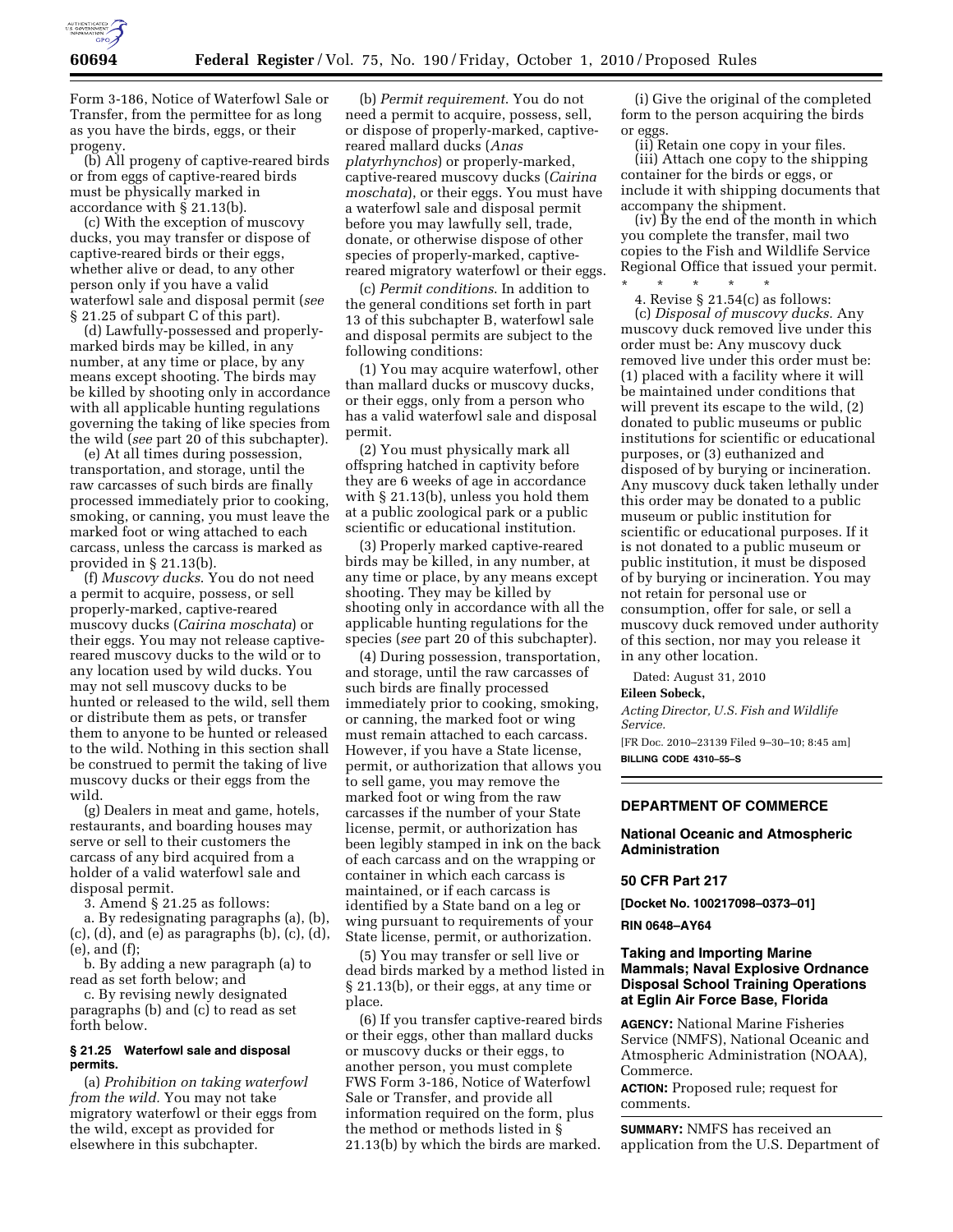Form 3-186, Notice of Waterfowl Sale or Transfer, from the permittee for as long as you have the birds, eggs, or their progeny.

(b) All progeny of captive-reared birds or from eggs of captive-reared birds must be physically marked in accordance with § 21.13(b).

(c) With the exception of muscovy ducks, you may transfer or dispose of captive-reared birds or their eggs, whether alive or dead, to any other person only if you have a valid waterfowl sale and disposal permit (*see* § 21.25 of subpart C of this part).

(d) Lawfully-possessed and properly-marked birds may be killed, in any number, at any time or place, by any means except shooting. The birds may be killed by shooting only in accordance with all applicable hunting regulations governing the taking of like species from the wild (*see* part 20 of this subchapter).

(e) At all times during possession, transportation, and storage, until the raw carcasses of such birds are finally processed immediately prior to cooking, smoking, or canning, you must leave the marked foot or wing attached to each carcass, unless the carcass is marked as provided in § 21.13(b).

(f) *Muscovy ducks*. You do not need a permit to acquire, possess, or sell properly-marked, captive-reared muscovy ducks (*Cairina moschata*) or their eggs. You may not release captive-reared muscovy ducks to the wild or to any location used by wild ducks. You may not sell muscovy ducks to be hunted or released to the wild, sell them or distribute them as pets, or transfer them to anyone to be hunted or released to the wild. Nothing in this section shall be construed to permit the taking of live muscovy ducks or their eggs from the wild.

(g) Dealers in meat and game, hotels, restaurants, and boarding houses may serve or sell to their customers the carcass of any bird acquired from a holder of a valid waterfowl sale and disposal permit.

3. Amend § 21.25 as follows:

a. By redesignating paragraphs (a), (b), (c), (d), and (e) as paragraphs (b), (c), (d), (e), and (f);

b. By adding a new paragraph (a) to read as set forth below; and

c. By revising newly designated paragraphs (b) and (c) to read as set forth below.

**§ 21.25 Waterfowl sale and disposal permits.**

(a) *Prohibition on taking waterfowl from the wild*. You may not take migratory waterfowl or their eggs from the wild, except as provided for elsewhere in this subchapter.

(b) *Permit requirement*. You do not need a permit to acquire, possess, sell, or dispose of properly-marked, captive-reared mallard ducks (*Anas platyrhynchos*) or properly-marked, captive-reared muscovy ducks (*Cairina moschata*), or their eggs. You must have a waterfowl sale and disposal permit before you may lawfully sell, trade, donate, or otherwise dispose of other species of properly-marked, captive-reared migratory waterfowl or their eggs.

(c) *Permit conditions*. In addition to the general conditions set forth in part 13 of this subchapter B, waterfowl sale and disposal permits are subject to the following conditions:

(1) You may acquire waterfowl, other than mallard ducks or muscovy ducks, or their eggs, only from a person who has a valid waterfowl sale and disposal permit.

(2) You must physically mark all offspring hatched in captivity before they are 6 weeks of age in accordance with § 21.13(b), unless you hold them at a public zoological park or a public scientific or educational institution.

(3) Properly marked captive-reared birds may be killed, in any number, at any time or place, by any means except shooting. They may be killed by shooting only in accordance with all the applicable hunting regulations for the species (*see* part 20 of this subchapter).

(4) During possession, transportation, and storage, until the raw carcasses of such birds are finally processed immediately prior to cooking, smoking, or canning, the marked foot or wing must remain attached to each carcass. However, if you have a State license, permit, or authorization that allows you to sell game, you may remove the marked foot or wing from the raw carcasses if the number of your State license, permit, or authorization has been legibly stamped in ink on the back of each carcass and on the wrapping or container in which each carcass is maintained, or if each carcass is identified by a State band on a leg or wing pursuant to requirements of your State license, permit, or authorization.

(5) You may transfer or sell live or dead birds marked by a method listed in § 21.13(b), or their eggs, at any time or place.

(6) If you transfer captive-reared birds or their eggs, other than mallard ducks or muscovy ducks or their eggs, to another person, you must complete FWS Form 3-186, Notice of Waterfowl Sale or Transfer, and provide all information required on the form, plus the method or methods listed in § 21.13(b) by which the birds are marked.

(i) Give the original of the completed form to the person acquiring the birds or eggs.

(ii) Retain one copy in your files.

(iii) Attach one copy to the shipping container for the birds or eggs, or include it with shipping documents that accompany the shipment.

(iv) By the end of the month in which you complete the transfer, mail two copies to the Fish and Wildlife Service Regional Office that issued your permit.

\* \* \* \* \*

4. Revise § 21.54(c) as follows:

(c) *Disposal of muscovy ducks*. Any muscovy duck removed live under this order must be: Any muscovy duck removed live under this order must be: (1) placed with a facility where it will be maintained under conditions that will prevent its escape to the wild, (2) donated to public museums or public institutions for scientific or educational purposes, or (3) euthanized and disposed of by burying or incineration. Any muscovy duck taken lethally under this order may be donated to a public museum or public institution for scientific or educational purposes. If it is not donated to a public museum or public institution, it must be disposed of by burying or incineration. You may not retain for personal use or consumption, offer for sale, or sell a muscovy duck removed under authority of this section, nor may you release it in any other location.

Dated: August 31, 2010

**Eileen Sobeck,**

*Acting Director, U.S. Fish and Wildlife Service.*

[FR Doc. 2010–23139 Filed 9–30–10; 8:45 am]

**BILLING CODE 4310–55–S**

---

## DEPARTMENT OF COMMERCE

### National Oceanic and Atmospheric Administration

### 50 CFR Part 217

**[Docket No. 100217098–0373–01]**

**RIN 0648–AY64**

### Taking and Importing Marine Mammals; Naval Explosive Ordnance Disposal School Training Operations at Eglin Air Force Base, Florida

**AGENCY:** National Marine Fisheries Service (NMFS), National Oceanic and Atmospheric Administration (NOAA), Commerce.

**ACTION:** Proposed rule; request for comments.

**SUMMARY:** NMFS has received an application from the U.S. Department of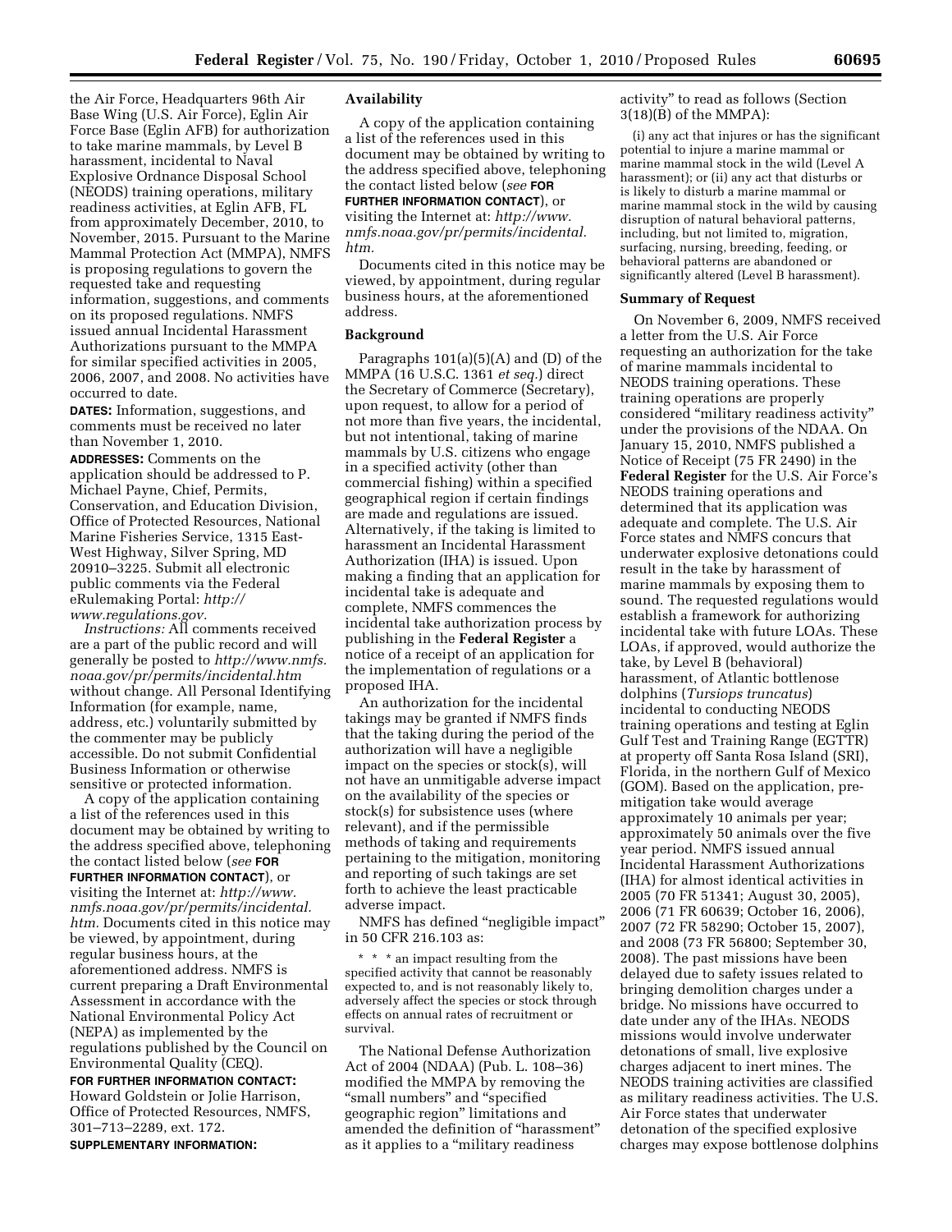the Air Force, Headquarters 96th Air Base Wing (U.S. Air Force), Eglin Air Force Base (Eglin AFB) for authorization to take marine mammals, by Level B harassment, incidental to Naval Explosive Ordnance Disposal School (NEODS) training operations, military readiness activities, at Eglin AFB, FL from approximately December, 2010, to November, 2015. Pursuant to the Marine Mammal Protection Act (MMPA), NMFS is proposing regulations to govern the requested take and requesting information, suggestions, and comments on its proposed regulations. NMFS issued annual Incidental Harassment Authorizations pursuant to the MMPA for similar specified activities in 2005, 2006, 2007, and 2008. No activities have occurred to date.

**DATES:** Information, suggestions, and comments must be received no later than November 1, 2010.

**ADDRESSES:** Comments on the application should be addressed to P. Michael Payne, Chief, Permits, Conservation, and Education Division, Office of Protected Resources, National Marine Fisheries Service, 1315 East-West Highway, Silver Spring, MD 20910–3225. Submit all electronic public comments via the Federal eRulemaking Portal: *http://www.regulations.gov.*

*Instructions:* All comments received are a part of the public record and will generally be posted to *http://www.nmfs.noaa.gov/pr/permits/incidental.htm* without change. All Personal Identifying Information (for example, name, address, etc.) voluntarily submitted by the commenter may be publicly accessible. Do not submit Confidential Business Information or otherwise sensitive or protected information.

A copy of the application containing a list of the references used in this document may be obtained by writing to the address specified above, telephoning the contact listed below (*see* **FOR FURTHER INFORMATION CONTACT**), or visiting the Internet at: *http://www.nmfs.noaa.gov/pr/permits/incidental.htm.* Documents cited in this notice may be viewed, by appointment, during regular business hours, at the aforementioned address. NMFS is current preparing a Draft Environmental Assessment in accordance with the National Environmental Policy Act (NEPA) as implemented by the regulations published by the Council on Environmental Quality (CEQ).

**FOR FURTHER INFORMATION CONTACT:** Howard Goldstein or Jolie Harrison, Office of Protected Resources, NMFS, 301–713–2289, ext. 172.

**SUPPLEMENTARY INFORMATION:**

## Availability

A copy of the application containing a list of the references used in this document may be obtained by writing to the address specified above, telephoning the contact listed below (*see* **FOR FURTHER INFORMATION CONTACT**), or visiting the Internet at: *http://www.nmfs.noaa.gov/pr/permits/incidental.htm.*

Documents cited in this notice may be viewed, by appointment, during regular business hours, at the aforementioned address.

## Background

Paragraphs 101(a)(5)(A) and (D) of the MMPA (16 U.S.C. 1361 *et seq.*) direct the Secretary of Commerce (Secretary), upon request, to allow for a period of not more than five years, the incidental, but not intentional, taking of marine mammals by U.S. citizens who engage in a specified activity (other than commercial fishing) within a specified geographical region if certain findings are made and regulations are issued. Alternatively, if the taking is limited to harassment an Incidental Harassment Authorization (IHA) is issued. Upon making a finding that an application for incidental take is adequate and complete, NMFS commences the incidental take authorization process by publishing in the **Federal Register** a notice of a receipt of an application for the implementation of regulations or a proposed IHA.

An authorization for the incidental takings may be granted if NMFS finds that the taking during the period of the authorization will have a negligible impact on the species or stock(s), will not have an unmitigable adverse impact on the availability of the species or stock(s) for subsistence uses (where relevant), and if the permissible methods of taking and requirements pertaining to the mitigation, monitoring and reporting of such takings are set forth to achieve the least practicable adverse impact.

NMFS has defined "negligible impact" in 50 CFR 216.103 as:

> * * * an impact resulting from the specified activity that cannot be reasonably expected to, and is not reasonably likely to, adversely affect the species or stock through effects on annual rates of recruitment or survival.

The National Defense Authorization Act of 2004 (NDAA) (Pub. L. 108–36) modified the MMPA by removing the "small numbers" and "specified geographic region" limitations and amended the definition of "harassment" as it applies to a "military readiness activity" to read as follows (Section 3(18)(B) of the MMPA):

> (i) any act that injures or has the significant potential to injure a marine mammal or marine mammal stock in the wild (Level A harassment); or (ii) any act that disturbs or is likely to disturb a marine mammal or marine mammal stock in the wild by causing disruption of natural behavioral patterns, including, but not limited to, migration, surfacing, nursing, breeding, feeding, or behavioral patterns are abandoned or significantly altered (Level B harassment).

## Summary of Request

On November 6, 2009, NMFS received a letter from the U.S. Air Force requesting an authorization for the take of marine mammals incidental to NEODS training operations. These training operations are properly considered "military readiness activity" under the provisions of the NDAA. On January 15, 2010, NMFS published a Notice of Receipt (75 FR 2490) in the **Federal Register** for the U.S. Air Force's NEODS training operations and determined that its application was adequate and complete. The U.S. Air Force states and NMFS concurs that underwater explosive detonations could result in the take by harassment of marine mammals by exposing them to sound. The requested regulations would establish a framework for authorizing incidental take with future LOAs. These LOAs, if approved, would authorize the take, by Level B (behavioral) harassment, of Atlantic bottlenose dolphins (*Tursiops truncatus*) incidental to conducting NEODS training operations and testing at Eglin Gulf Test and Training Range (EGTTR) at property off Santa Rosa Island (SRI), Florida, in the northern Gulf of Mexico (GOM). Based on the application, pre-mitigation take would average approximately 10 animals per year; approximately 50 animals over the five year period. NMFS issued annual Incidental Harassment Authorizations (IHA) for almost identical activities in 2005 (70 FR 51341; August 30, 2005), 2006 (71 FR 60639; October 16, 2006), 2007 (72 FR 58290; October 15, 2007), and 2008 (73 FR 56800; September 30, 2008). The past missions have been delayed due to safety issues related to bringing demolition charges under a bridge. No missions have occurred to date under any of the IHAs. NEODS missions would involve underwater detonations of small, live explosive charges adjacent to inert mines. The NEODS training activities are classified as military readiness activities. The U.S. Air Force states that underwater detonation of the specified explosive charges may expose bottlenose dolphins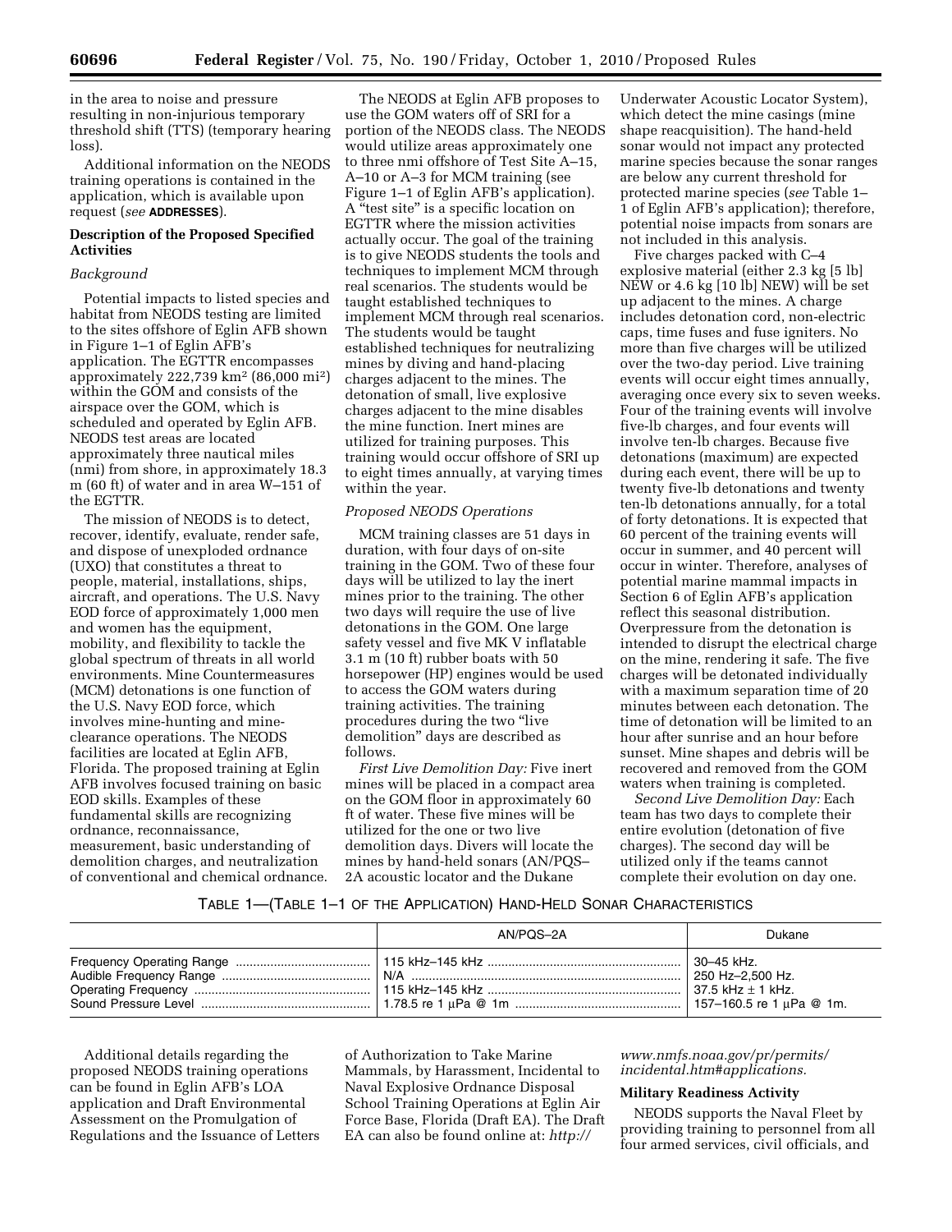in the area to noise and pressure resulting in non-injurious temporary threshold shift (TTS) (temporary hearing loss).

Additional information on the NEODS training operations is contained in the application, which is available upon request (*see* **ADDRESSES**).

**Description of the Proposed Specified Activities**

*Background*

Potential impacts to listed species and habitat from NEODS testing are limited to the sites offshore of Eglin AFB shown in Figure 1–1 of Eglin AFB's application. The EGTTR encompasses approximately 222,739 km$^2$ (86,000 mi$^2$) within the GOM and consists of the airspace over the GOM, which is scheduled and operated by Eglin AFB. NEODS test areas are located approximately three nautical miles (nmi) from shore, in approximately 18.3 m (60 ft) of water and in area W–151 of the EGTTR.

The mission of NEODS is to detect, recover, identify, evaluate, render safe, and dispose of unexploded ordnance (UXO) that constitutes a threat to people, material, installations, ships, aircraft, and operations. The U.S. Navy EOD force of approximately 1,000 men and women has the equipment, mobility, and flexibility to tackle the global spectrum of threats in all world environments. Mine Countermeasures (MCM) detonations is one function of the U.S. Navy EOD force, which involves mine-hunting and mine-clearance operations. The NEODS facilities are located at Eglin AFB, Florida. The proposed training at Eglin AFB involves focused training on basic EOD skills. Examples of these fundamental skills are recognizing ordnance, reconnaissance, measurement, basic understanding of demolition charges, and neutralization of conventional and chemical ordnance.

The NEODS at Eglin AFB proposes to use the GOM waters off of SRI for a portion of the NEODS class. The NEODS would utilize areas approximately one to three nmi offshore of Test Site A–15, A–10 or A–3 for MCM training (see Figure 1–1 of Eglin AFB's application). A "test site" is a specific location on EGTTR where the mission activities actually occur. The goal of the training is to give NEODS students the tools and techniques to implement MCM through real scenarios. The students would be taught established techniques to implement MCM through real scenarios. The students would be taught established techniques for neutralizing mines by diving and hand-placing charges adjacent to the mines. The detonation of small, live explosive charges adjacent to the mine disables the mine function. Inert mines are utilized for training purposes. This training would occur offshore of SRI up to eight times annually, at varying times within the year.

*Proposed NEODS Operations*

MCM training classes are 51 days in duration, with four days of on-site training in the GOM. Two of these four days will be utilized to lay the inert mines prior to the training. The other two days will require the use of live detonations in the GOM. One large safety vessel and five MK V inflatable 3.1 m (10 ft) rubber boats with 50 horsepower (HP) engines would be used to access the GOM waters during training activities. The training procedures during the two "live demolition" days are described as follows.

*First Live Demolition Day:* Five inert mines will be placed in a compact area on the GOM floor in approximately 60 ft of water. These five mines will be utilized for the one or two live demolition days. Divers will locate the mines by hand-held sonars (AN/PQS–2A acoustic locator and the Dukane Underwater Acoustic Locator System), which detect the mine casings (mine shape reacquisition). The hand-held sonar would not impact any protected marine species because the sonar ranges are below any current threshold for protected marine species (*see* Table 1–1 of Eglin AFB's application); therefore, potential noise impacts from sonars are not included in this analysis.

Five charges packed with C–4 explosive material (either 2.3 kg [5 lb] NEW or 4.6 kg [10 lb] NEW) will be set up adjacent to the mines. A charge includes detonation cord, non-electric caps, time fuses and fuse igniters. No more than five charges will be utilized over the two-day period. Live training events will occur eight times annually, averaging once every six to seven weeks. Four of the training events will involve five-lb charges, and four events will involve ten-lb charges. Because five detonations (maximum) are expected during each event, there will be up to twenty five-lb detonations and twenty ten-lb detonations annually, for a total of forty detonations. It is expected that 60 percent of the training events will occur in summer, and 40 percent will occur in winter. Therefore, analyses of potential marine mammal impacts in Section 6 of Eglin AFB's application reflect this seasonal distribution. Overpressure from the detonation is intended to disrupt the electrical charge on the mine, rendering it safe. The five charges will be detonated individually with a maximum separation time of 20 minutes between each detonation. The time of detonation will be limited to an hour after sunrise and an hour before sunset. Mine shapes and debris will be recovered and removed from the GOM waters when training is completed.

*Second Live Demolition Day:* Each team has two days to complete their entire evolution (detonation of five charges). The second day will be utilized only if the teams cannot complete their evolution on day one.

TABLE 1—(TABLE 1–1 OF THE APPLICATION) HAND-HELD SONAR CHARACTERISTICS

| | AN/PQS–2A | Dukane |
|---|---|---|
| Frequency Operating Range | 115 kHz–145 kHz | 30–45 kHz. |
| Audible Frequency Range | N/A | 250 Hz–2,500 Hz. |
| Operating Frequency | 115 kHz–145 kHz | 37.5 kHz ± 1 kHz. |
| Sound Pressure Level | 1.78.5 re 1 μPa @ 1m | 157–160.5 re 1 μPa @ 1m. |

Additional details regarding the proposed NEODS training operations can be found in Eglin AFB's LOA application and Draft Environmental Assessment on the Promulgation of Regulations and the Issuance of Letters of Authorization to Take Marine Mammals, by Harassment, Incidental to Naval Explosive Ordnance Disposal School Training Operations at Eglin Air Force Base, Florida (Draft EA). The Draft EA can also be found online at: *http://www.nmfs.noaa.gov/pr/permits/incidental.htm#applications.*

**Military Readiness Activity**

NEODS supports the Naval Fleet by providing training to personnel from all four armed services, civil officials, and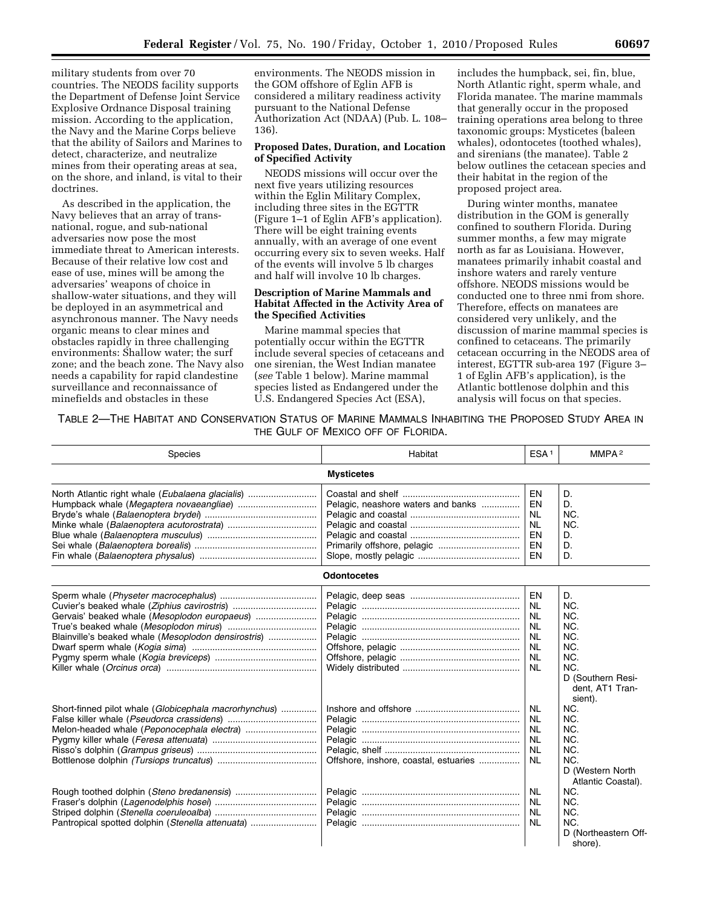military students from over 70 countries. The NEODS facility supports the Department of Defense Joint Service Explosive Ordnance Disposal training mission. According to the application, the Navy and the Marine Corps believe that the ability of Sailors and Marines to detect, characterize, and neutralize mines from their operating areas at sea, on the shore, and inland, is vital to their doctrines.

As described in the application, the Navy believes that an array of trans-national, rogue, and sub-national adversaries now pose the most immediate threat to American interests. Because of their relative low cost and ease of use, mines will be among the adversaries' weapons of choice in shallow-water situations, and they will be deployed in an asymmetrical and asynchronous manner. The Navy needs organic means to clear mines and obstacles rapidly in three challenging environments: Shallow water; the surf zone; and the beach zone. The Navy also needs a capability for rapid clandestine surveillance and reconnaissance of minefields and obstacles in these environments. The NEODS mission in the GOM offshore of Eglin AFB is considered a military readiness activity pursuant to the National Defense Authorization Act (NDAA) (Pub. L. 108–136).

**Proposed Dates, Duration, and Location of Specified Activity**

NEODS missions will occur over the next five years utilizing resources within the Eglin Military Complex, including three sites in the EGTTR (Figure 1–1 of Eglin AFB's application). There will be eight training events annually, with an average of one event occurring every six to seven weeks. Half of the events will involve 5 lb charges and half will involve 10 lb charges.

**Description of Marine Mammals and Habitat Affected in the Activity Area of the Specified Activities**

Marine mammal species that potentially occur within the EGTTR include several species of cetaceans and one sirenian, the West Indian manatee (*see* Table 1 below). Marine mammal species listed as Endangered under the U.S. Endangered Species Act (ESA), includes the humpback, sei, fin, blue, North Atlantic right, sperm whale, and Florida manatee. The marine mammals that generally occur in the proposed training operations area belong to three taxonomic groups: Mysticetes (baleen whales), odontocetes (toothed whales), and sirenians (the manatee). Table 2 below outlines the cetacean species and their habitat in the region of the proposed project area.

During winter months, manatee distribution in the GOM is generally confined to southern Florida. During summer months, a few may migrate north as far as Louisiana. However, manatees primarily inhabit coastal and inshore waters and rarely venture offshore. NEODS missions would be conducted one to three nmi from shore. Therefore, effects on manatees are considered very unlikely, and the discussion of marine mammal species is confined to cetaceans. The primarily cetacean occurring in the NEODS area of interest, EGTTR sub-area 197 (Figure 3–1 of Eglin AFB's application), is the Atlantic bottlenose dolphin and this analysis will focus on that species.

TABLE 2—THE HABITAT AND CONSERVATION STATUS OF MARINE MAMMALS INHABITING THE PROPOSED STUDY AREA IN THE GULF OF MEXICO OFF OF FLORIDA.

| Species | Habitat | ESA[1] | MMPA[2] |
|---|---|---|---|
| **Mysticetes** | | | |
| North Atlantic right whale (*Eubalaena glacialis*) | Coastal and shelf | EN | D. |
| Humpback whale (*Megaptera novaeangliae*) | Pelagic, neashore waters and banks | EN | D. |
| Bryde's whale (*Balaenoptera brydei*) | Pelagic and coastal | NL | NC. |
| Minke whale (*Balaenoptera acutorostrata*) | Pelagic and coastal | NL | NC. |
| Blue whale (*Balaenoptera musculus*) | Pelagic and coastal | EN | D. |
| Sei whale (*Balaenoptera borealis*) | Primarily offshore, pelagic | EN | D. |
| Fin whale (*Balaenoptera physalus*) | Slope, mostly pelagic | EN | D. |
| **Odontocetes** | | | |
| Sperm whale (*Physeter macrocephalus*) | Pelagic, deep seas | EN | D. |
| Cuvier's beaked whale (*Ziphius cavirostris*) | Pelagic | NL | NC. |
| Gervais' beaked whale (*Mesoplodon europaeus*) | Pelagic | NL | NC. |
| True's beaked whale (*Mesoplodon mirus*) | Pelagic | NL | NC. |
| Blainville's beaked whale (*Mesoplodon densirostris*) | Pelagic | NL | NC. |
| Dwarf sperm whale (*Kogia sima*) | Offshore, pelagic | NL | NC. |
| Pygmy sperm whale (*Kogia breviceps*) | Offshore, pelagic | NL | NC. |
| Killer whale (*Orcinus orca*) | Widely distributed | NL | NC. D (Southern Resident, AT1 Transient). |
| Short-finned pilot whale (*Globicephala macrorhynchus*) | Inshore and offshore | NL | NC. |
| False killer whale (*Pseudorca crassidens*) | Pelagic | NL | NC. |
| Melon-headed whale (*Peponocephala electra*) | Pelagic | NL | NC. |
| Pygmy killer whale (*Feresa attenuata*) | Pelagic | NL | NC. |
| Risso's dolphin (*Grampus griseus*) | Pelagic, shelf | NL | NC. |
| Bottlenose dolphin (*Tursiops truncatus*) | Offshore, inshore, coastal, estuaries | NL | NC. D (Western North Atlantic Coastal). |
| Rough toothed dolphin (*Steno bredanensis*) | Pelagic | NL | NC. |
| Fraser's dolphin (*Lagenodelphis hosei*) | Pelagic | NL | NC. |
| Striped dolphin (*Stenella coeruleoalba*) | Pelagic | NL | NC. |
| Pantropical spotted dolphin (*Stenella attenuata*) | Pelagic | NL | NC. D (Northeastern Offshore). |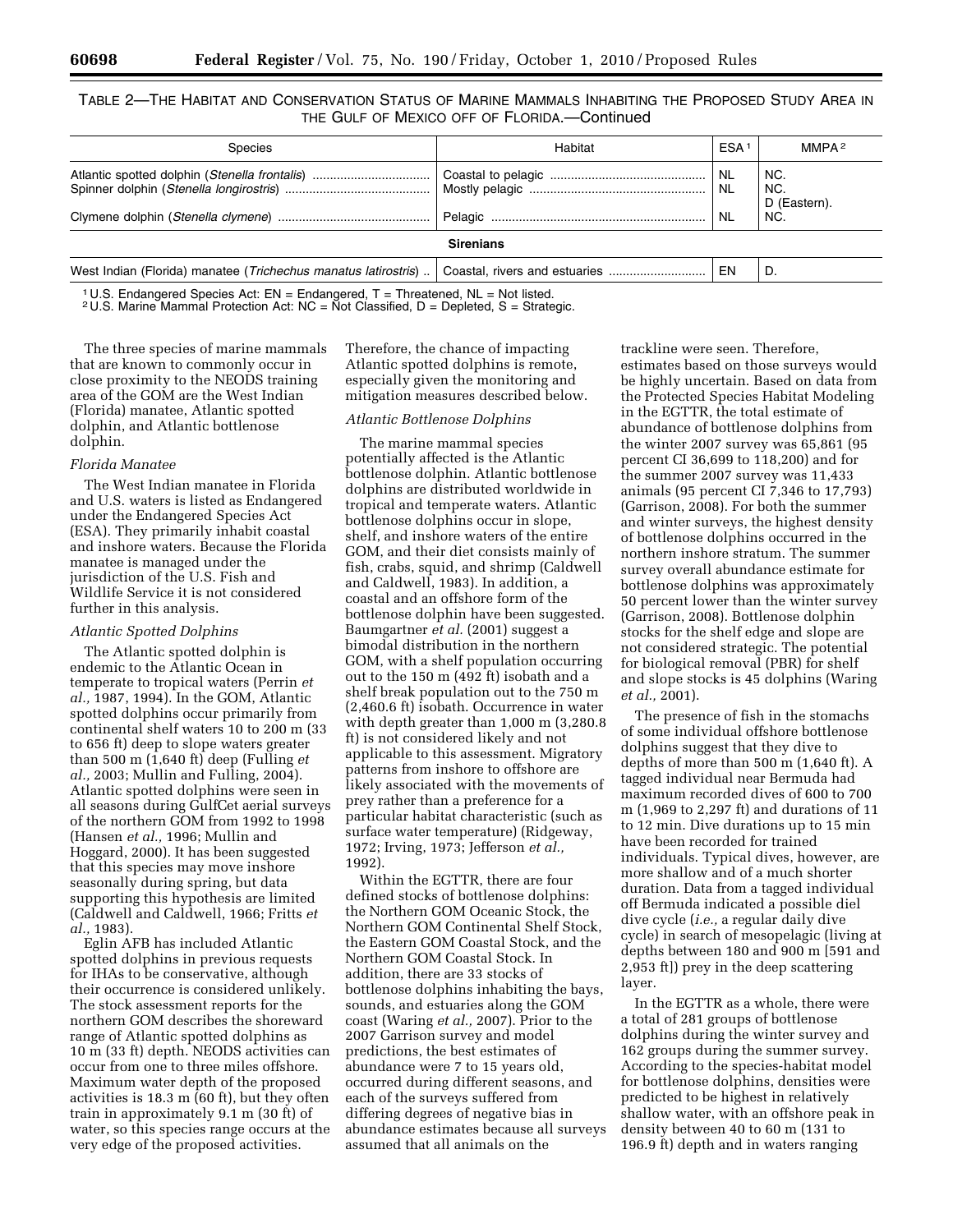TABLE 2—THE HABITAT AND CONSERVATION STATUS OF MARINE MAMMALS INHABITING THE PROPOSED STUDY AREA IN THE GULF OF MEXICO OFF OF FLORIDA.—Continued

| Species | Habitat | ESA [1] | MMPA [2] |
|---|---|---|---|
| Atlantic spotted dolphin (*Stenella frontalis*) | Coastal to pelagic | NL | NC. |
| Spinner dolphin (*Stenella longirostris*) | Mostly pelagic | NL | NC. D (Eastern). |
| Clymene dolphin (*Stenella clymene*) | Pelagic | NL | NC. |
| **Sirenians** | | | |
| West Indian (Florida) manatee (*Trichechus manatus latirostris*) | Coastal, rivers and estuaries | EN | D. |

[1] U.S. Endangered Species Act: EN = Endangered, T = Threatened, NL = Not listed.
[2] U.S. Marine Mammal Protection Act: NC = Not Classified, D = Depleted, S = Strategic.

The three species of marine mammals that are known to commonly occur in close proximity to the NEODS training area of the GOM are the West Indian (Florida) manatee, Atlantic spotted dolphin, and Atlantic bottlenose dolphin.

*Florida Manatee*

The West Indian manatee in Florida and U.S. waters is listed as Endangered under the Endangered Species Act (ESA). They primarily inhabit coastal and inshore waters. Because the Florida manatee is managed under the jurisdiction of the U.S. Fish and Wildlife Service it is not considered further in this analysis.

*Atlantic Spotted Dolphins*

The Atlantic spotted dolphin is endemic to the Atlantic Ocean in temperate to tropical waters (Perrin *et al.,* 1987, 1994). In the GOM, Atlantic spotted dolphins occur primarily from continental shelf waters 10 to 200 m (33 to 656 ft) deep to slope waters greater than 500 m (1,640 ft) deep (Fulling *et al.,* 2003; Mullin and Fulling, 2004). Atlantic spotted dolphins were seen in all seasons during GulfCet aerial surveys of the northern GOM from 1992 to 1998 (Hansen *et al.,* 1996; Mullin and Hoggard, 2000). It has been suggested that this species may move inshore seasonally during spring, but data supporting this hypothesis are limited (Caldwell and Caldwell, 1966; Fritts *et al.,* 1983).

Eglin AFB has included Atlantic spotted dolphins in previous requests for IHAs to be conservative, although their occurrence is considered unlikely. The stock assessment reports for the northern GOM describes the shoreward range of Atlantic spotted dolphins as 10 m (33 ft) depth. NEODS activities can occur from one to three miles offshore. Maximum water depth of the proposed activities is 18.3 m (60 ft), but they often train in approximately 9.1 m (30 ft) of water, so this species range occurs at the very edge of the proposed activities. Therefore, the chance of impacting Atlantic spotted dolphins is remote, especially given the monitoring and mitigation measures described below.

*Atlantic Bottlenose Dolphins*

The marine mammal species potentially affected is the Atlantic bottlenose dolphin. Atlantic bottlenose dolphins are distributed worldwide in tropical and temperate waters. Atlantic bottlenose dolphins occur in slope, shelf, and inshore waters of the entire GOM, and their diet consists mainly of fish, crabs, squid, and shrimp (Caldwell and Caldwell, 1983). In addition, a coastal and an offshore form of the bottlenose dolphin have been suggested. Baumgartner *et al.* (2001) suggest a bimodal distribution in the northern GOM, with a shelf population occurring out to the 150 m (492 ft) isobath and a shelf break population out to the 750 m (2,460.6 ft) isobath. Occurrence in water with depth greater than 1,000 m (3,280.8 ft) is not considered likely and not applicable to this assessment. Migratory patterns from inshore to offshore are likely associated with the movements of prey rather than a preference for a particular habitat characteristic (such as surface water temperature) (Ridgeway, 1972; Irving, 1973; Jefferson *et al.,* 1992).

Within the EGTTR, there are four defined stocks of bottlenose dolphins: the Northern GOM Oceanic Stock, the Northern GOM Continental Shelf Stock, the Eastern GOM Coastal Stock, and the Northern GOM Coastal Stock. In addition, there are 33 stocks of bottlenose dolphins inhabiting the bays, sounds, and estuaries along the GOM coast (Waring *et al.,* 2007). Prior to the 2007 Garrison survey and model predictions, the best estimates of abundance were 7 to 15 years old, occurred during different seasons, and each of the surveys suffered from differing degrees of negative bias in abundance estimates because all surveys assumed that all animals on the trackline were seen. Therefore, estimates based on those surveys would be highly uncertain. Based on data from the Protected Species Habitat Modeling in the EGTTR, the total estimate of abundance of bottlenose dolphins from the winter 2007 survey was 65,861 (95 percent CI 36,699 to 118,200) and for the summer 2007 survey was 11,433 animals (95 percent CI 7,346 to 17,793) (Garrison, 2008). For both the summer and winter surveys, the highest density of bottlenose dolphins occurred in the northern inshore stratum. The summer survey overall abundance estimate for bottlenose dolphins was approximately 50 percent lower than the winter survey (Garrison, 2008). Bottlenose dolphin stocks for the shelf edge and slope are not considered strategic. The potential for biological removal (PBR) for shelf and slope stocks is 45 dolphins (Waring *et al.,* 2001).

The presence of fish in the stomachs of some individual offshore bottlenose dolphins suggest that they dive to depths of more than 500 m (1,640 ft). A tagged individual near Bermuda had maximum recorded dives of 600 to 700 m (1,969 to 2,297 ft) and durations of 11 to 12 min. Dive durations up to 15 min have been recorded for trained individuals. Typical dives, however, are more shallow and of a much shorter duration. Data from a tagged individual off Bermuda indicated a possible diel dive cycle (*i.e.,* a regular daily dive cycle) in search of mesopelagic (living at depths between 180 and 900 m [591 and 2,953 ft]) prey in the deep scattering layer.

In the EGTTR as a whole, there were a total of 281 groups of bottlenose dolphins during the winter survey and 162 groups during the summer survey. According to the species-habitat model for bottlenose dolphins, densities were predicted to be highest in relatively shallow water, with an offshore peak in density between 40 to 60 m (131 to 196.9 ft) depth and in waters ranging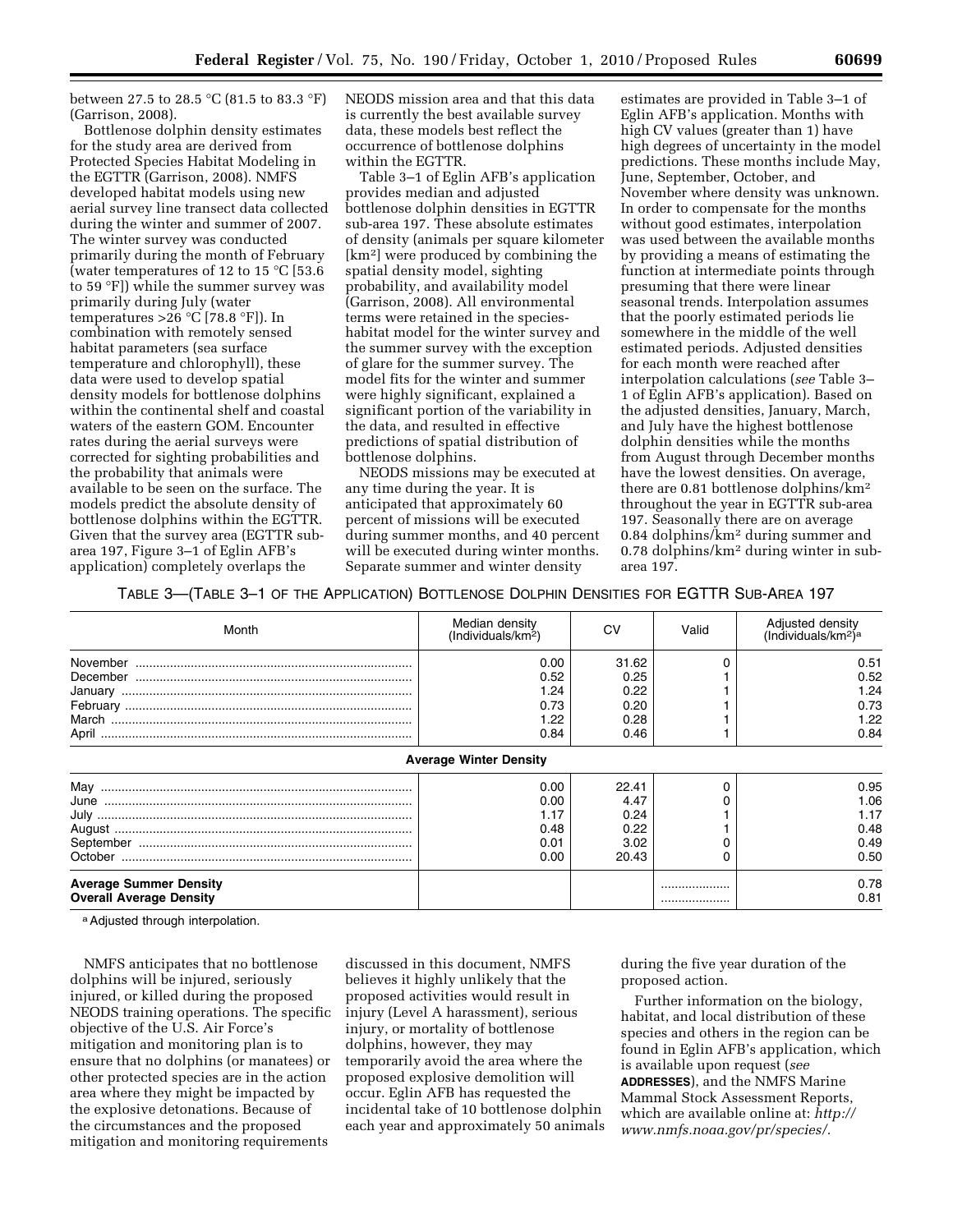between 27.5 to 28.5 °C (81.5 to 83.3 °F) (Garrison, 2008).

Bottlenose dolphin density estimates for the study area are derived from Protected Species Habitat Modeling in the EGTTR (Garrison, 2008). NMFS developed habitat models using new aerial survey line transect data collected during the winter and summer of 2007. The winter survey was conducted primarily during the month of February (water temperatures of 12 to 15 °C [53.6 to 59 °F]) while the summer survey was primarily during July (water temperatures >26 °C [78.8 °F]). In combination with remotely sensed habitat parameters (sea surface temperature and chlorophyll), these data were used to develop spatial density models for bottlenose dolphins within the continental shelf and coastal waters of the eastern GOM. Encounter rates during the aerial surveys were corrected for sighting probabilities and the probability that animals were available to be seen on the surface. The models predict the absolute density of bottlenose dolphins within the EGTTR. Given that the survey area (EGTTR sub-area 197, Figure 3–1 of Eglin AFB's application) completely overlaps the NEODS mission area and that this data is currently the best available survey data, these models best reflect the occurrence of bottlenose dolphins within the EGTTR.

Table 3–1 of Eglin AFB's application provides median and adjusted bottlenose dolphin densities in EGTTR sub-area 197. These absolute estimates of density (animals per square kilometer [$km^2$] were produced by combining the spatial density model, sighting probability, and availability model (Garrison, 2008). All environmental terms were retained in the species-habitat model for the winter survey and the summer survey with the exception of glare for the summer survey. The model fits for the winter and summer were highly significant, explained a significant portion of the variability in the data, and resulted in effective predictions of spatial distribution of bottlenose dolphins.

NEODS missions may be executed at any time during the year. It is anticipated that approximately 60 percent of missions will be executed during summer months, and 40 percent will be executed during winter months. Separate summer and winter density estimates are provided in Table 3–1 of Eglin AFB's application. Months with high CV values (greater than 1) have high degrees of uncertainty in the model predictions. These months include May, June, September, October, and November where density was unknown. In order to compensate for the months without good estimates, interpolation was used between the available months by providing a means of estimating the function at intermediate points through presuming that there were linear seasonal trends. Interpolation assumes that the poorly estimated periods lie somewhere in the middle of the well estimated periods. Adjusted densities for each month were reached after interpolation calculations (*see* Table 3–1 of Eglin AFB's application). Based on the adjusted densities, January, March, and July have the highest bottlenose dolphin densities while the months from August through December months have the lowest densities. On average, there are 0.81 bottlenose dolphins/$km^2$ throughout the year in EGTTR sub-area 197. Seasonally there are on average 0.84 dolphins/$km^2$ during summer and 0.78 dolphins/$km^2$ during winter in sub-area 197.

TABLE 3—(TABLE 3–1 OF THE APPLICATION) BOTTLENOSE DOLPHIN DENSITIES FOR EGTTR SUB-AREA 197

| Month | Median density (Individuals/$km^2$) | CV | Valid | Adjusted density (Individuals/$km^2$)[a] |
|---|---|---|---|---|
| November | 0.00 | 31.62 | 0 | 0.51 |
| December | 0.52 | 0.25 | 1 | 0.52 |
| January | 1.24 | 0.22 | 1 | 1.24 |
| February | 0.73 | 0.20 | 1 | 0.73 |
| March | 1.22 | 0.28 | 1 | 1.22 |
| April | 0.84 | 0.46 | 1 | 0.84 |
| **Average Winter Density** | | | | |
| May | 0.00 | 22.41 | 0 | 0.95 |
| June | 0.00 | 4.47 | 0 | 1.06 |
| July | 1.17 | 0.24 | 1 | 1.17 |
| August | 0.48 | 0.22 | 1 | 0.48 |
| September | 0.01 | 3.02 | 0 | 0.49 |
| October | 0.00 | 20.43 | 0 | 0.50 |
| **Average Summer Density** | | | ................... | 0.78 |
| **Overall Average Density** | | | ................... | 0.81 |

[a] Adjusted through interpolation.

NMFS anticipates that no bottlenose dolphins will be injured, seriously injured, or killed during the proposed NEODS training operations. The specific objective of the U.S. Air Force's mitigation and monitoring plan is to ensure that no dolphins (or manatees) or other protected species are in the action area where they might be impacted by the explosive detonations. Because of the circumstances and the proposed mitigation and monitoring requirements discussed in this document, NMFS believes it highly unlikely that the proposed activities would result in injury (Level A harassment), serious injury, or mortality of bottlenose dolphins, however, they may temporarily avoid the area where the proposed explosive demolition will occur. Eglin AFB has requested the incidental take of 10 bottlenose dolphin each year and approximately 50 animals during the five year duration of the proposed action.

Further information on the biology, habitat, and local distribution of these species and others in the region can be found in Eglin AFB's application, which is available upon request (*see* **ADDRESSES**), and the NMFS Marine Mammal Stock Assessment Reports, which are available online at: *http://www.nmfs.noaa.gov/pr/species/.*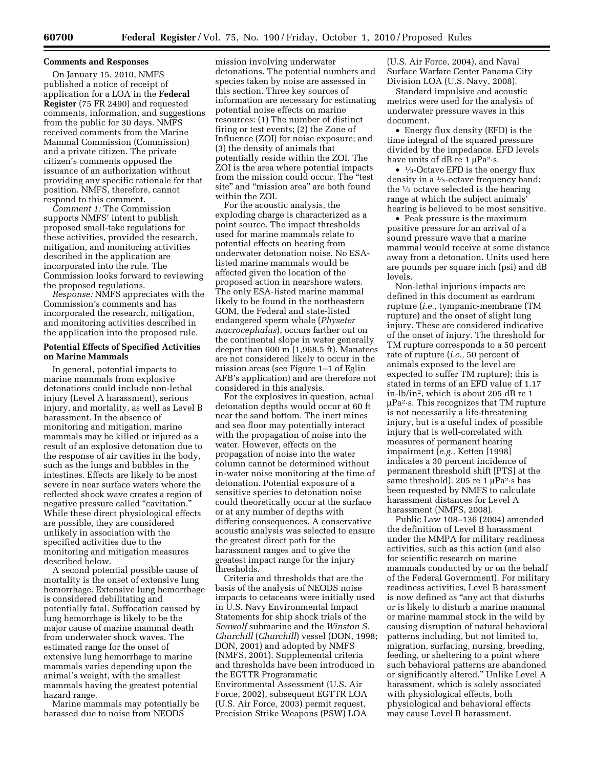**Comments and Responses**

On January 15, 2010, NMFS published a notice of receipt of application for a LOA in the **Federal Register** (75 FR 2490) and requested comments, information, and suggestions from the public for 30 days. NMFS received comments from the Marine Mammal Commission (Commission) and a private citizen. The private citizen's comments opposed the issuance of an authorization without providing any specific rationale for that position. NMFS, therefore, cannot respond to this comment.

*Comment 1:* The Commission supports NMFS' intent to publish proposed small-take regulations for these activities, provided the research, mitigation, and monitoring activities described in the application are incorporated into the rule. The Commission looks forward to reviewing the proposed regulations.

*Response:* NMFS appreciates with the Commission's comments and has incorporated the research, mitigation, and monitoring activities described in the application into the proposed rule.

**Potential Effects of Specified Activities on Marine Mammals**

In general, potential impacts to marine mammals from explosive detonations could include non-lethal injury (Level A harassment), serious injury, and mortality, as well as Level B harassment. In the absence of monitoring and mitigation, marine mammals may be killed or injured as a result of an explosive detonation due to the response of air cavities in the body, such as the lungs and bubbles in the intestines. Effects are likely to be most severe in near surface waters where the reflected shock wave creates a region of negative pressure called "cavitation." While these direct physiological effects are possible, they are considered unlikely in association with the specified activities due to the monitoring and mitigation measures described below.

A second potential possible cause of mortality is the onset of extensive lung hemorrhage. Extensive lung hemorrhage is considered debilitating and potentially fatal. Suffocation caused by lung hemorrhage is likely to be the major cause of marine mammal death from underwater shock waves. The estimated range for the onset of extensive lung hemorrhage to marine mammals varies depending upon the animal's weight, with the smallest mammals having the greatest potential hazard range.

Marine mammals may potentially be harassed due to noise from NEODS mission involving underwater detonations. The potential numbers and species taken by noise are assessed in this section. Three key sources of information are necessary for estimating potential noise effects on marine resources: (1) The number of distinct firing or test events; (2) the Zone of Influence (ZOI) for noise exposure; and (3) the density of animals that potentially reside within the ZOI. The ZOI is the area where potential impacts from the mission could occur. The "test site" and "mission area" are both found within the ZOI.

For the acoustic analysis, the exploding charge is characterized as a point source. The impact thresholds used for marine mammals relate to potential effects on hearing from underwater detonation noise. No ESA-listed marine mammals would be affected given the location of the proposed action in nearshore waters. The only ESA-listed marine mammal likely to be found in the northeastern GOM, the Federal and state-listed endangered sperm whale (*Physeter macrocephalus*), occurs farther out on the continental slope in water generally deeper than 600 m (1,968.5 ft). Manatees are not considered likely to occur in the mission areas (see Figure 1–1 of Eglin AFB's application) and are therefore not considered in this analysis.

For the explosives in question, actual detonation depths would occur at 60 ft near the sand bottom. The inert mines and sea floor may potentially interact with the propagation of noise into the water. However, effects on the propagation of noise into the water column cannot be determined without in-water noise monitoring at the time of detonation. Potential exposure of a sensitive species to detonation noise could theoretically occur at the surface or at any number of depths with differing consequences. A conservative acoustic analysis was selected to ensure the greatest direct path for the harassment ranges and to give the greatest impact range for the injury thresholds.

Criteria and thresholds that are the basis of the analysis of NEODS noise impacts to cetaceans were initially used in U.S. Navy Environmental Impact Statements for ship shock trials of the *Seawolf* submarine and the *Winston S. Churchill* (*Churchill*) vessel (DON, 1998; DON, 2001) and adopted by NMFS (NMFS, 2001). Supplemental criteria and thresholds have been introduced in the EGTTR Programmatic Environmental Assessment (U.S. Air Force, 2002), subsequent EGTTR LOA (U.S. Air Force, 2003) permit request, Precision Strike Weapons (PSW) LOA (U.S. Air Force, 2004), and Naval Surface Warfare Center Panama City Division LOA (U.S. Navy, 2008).

Standard impulsive and acoustic metrics were used for the analysis of underwater pressure waves in this document.

- Energy flux density (EFD) is the time integral of the squared pressure divided by the impedance. EFD levels have units of dB re 1 $\mu Pa^2 \cdot s$.
- ⅓-Octave EFD is the energy flux density in a ⅓-octave frequency band; the ⅓ octave selected is the hearing range at which the subject animals' hearing is believed to be most sensitive.
- Peak pressure is the maximum positive pressure for an arrival of a sound pressure wave that a marine mammal would receive at some distance away from a detonation. Units used here are pounds per square inch (psi) and dB levels.

Non-lethal injurious impacts are defined in this document as eardrum rupture (*i.e.,* tympanic-membrane (TM rupture) and the onset of slight lung injury. These are considered indicative of the onset of injury. The threshold for TM rupture corresponds to a 50 percent rate of rupture (*i.e.,* 50 percent of animals exposed to the level are expected to suffer TM rupture); this is stated in terms of an EFD value of 1.17 in-lb/in$^2$, which is about 205 dB re 1 $\mu Pa^2 \cdot s$. This recognizes that TM rupture is not necessarily a life-threatening injury, but is a useful index of possible injury that is well-correlated with measures of permanent hearing impairment (*e.g.,* Ketten [1998] indicates a 30 percent incidence of permanent threshold shift [PTS] at the same threshold). 205 re 1 $\mu Pa^2 \cdot s$ has been requested by NMFS to calculate harassment distances for Level A harassment (NMFS, 2008).

Public Law 108–136 (2004) amended the definition of Level B harassment under the MMPA for military readiness activities, such as this action (and also for scientific research on marine mammals conducted by or on the behalf of the Federal Government). For military readiness activities, Level B harassment is now defined as "any act that disturbs or is likely to disturb a marine mammal or marine mammal stock in the wild by causing disruption of natural behavioral patterns including, but not limited to, migration, surfacing, nursing, breeding, feeding, or sheltering to a point where such behavioral patterns are abandoned or significantly altered." Unlike Level A harassment, which is solely associated with physiological effects, both physiological and behavioral effects may cause Level B harassment.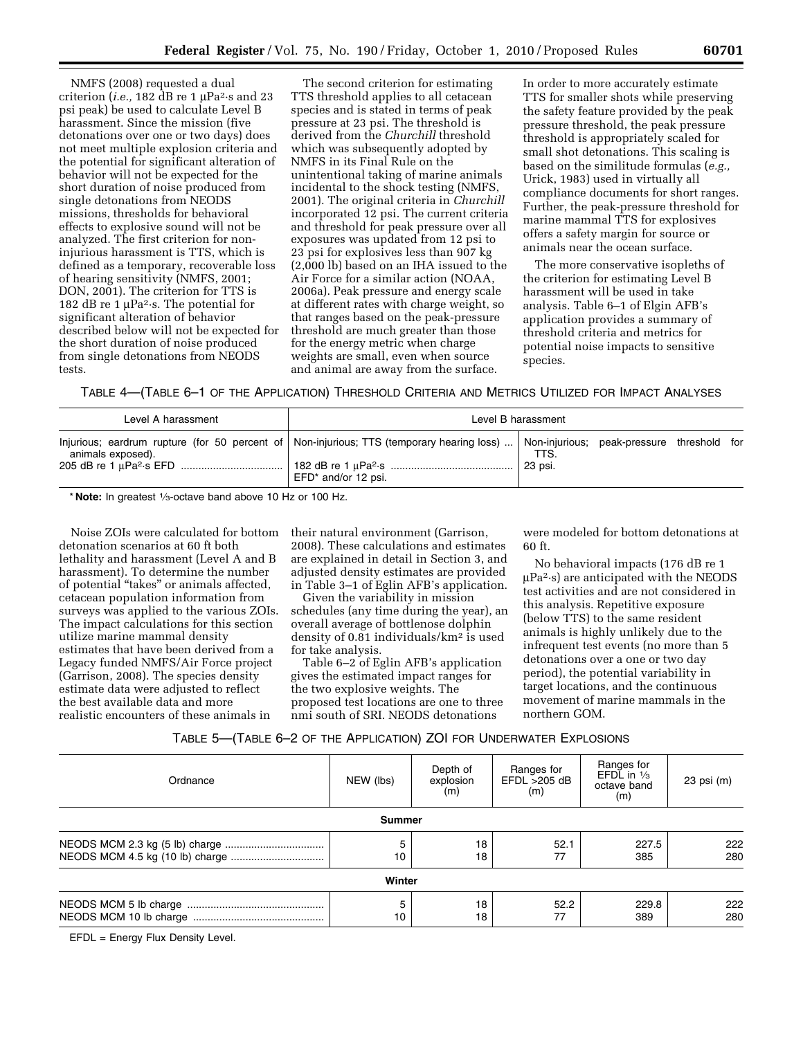NMFS (2008) requested a dual criterion (*i.e.,* 182 dB re 1 μPa²·s and 23 psi peak) be used to calculate Level B harassment. Since the mission (five detonations over one or two days) does not meet multiple explosion criteria and the potential for significant alteration of behavior will not be expected for the short duration of noise produced from single detonations from NEODS missions, thresholds for behavioral effects to explosive sound will not be analyzed. The first criterion for non-injurious harassment is TTS, which is defined as a temporary, recoverable loss of hearing sensitivity (NMFS, 2001; DON, 2001). The criterion for TTS is 182 dB re 1 μPa²·s. The potential for significant alteration of behavior described below will not be expected for the short duration of noise produced from single detonations from NEODS tests.

The second criterion for estimating TTS threshold applies to all cetacean species and is stated in terms of peak pressure at 23 psi. The threshold is derived from the *Churchill* threshold which was subsequently adopted by NMFS in its Final Rule on the unintentional taking of marine animals incidental to the shock testing (NMFS, 2001). The original criteria in *Churchill* incorporated 12 psi. The current criteria and threshold for peak pressure over all exposures was updated from 12 psi to 23 psi for explosives less than 907 kg (2,000 lb) based on an IHA issued to the Air Force for a similar action (NOAA, 2006a). Peak pressure and energy scale at different rates with charge weight, so that ranges based on the peak-pressure threshold are much greater than those for the energy metric when charge weights are small, even when source and animal are away from the surface. In order to more accurately estimate TTS for smaller shots while preserving the safety feature provided by the peak pressure threshold, the peak pressure threshold is appropriately scaled for small shot detonations. This scaling is based on the similitude formulas (*e.g.,* Urick, 1983) used in virtually all compliance documents for short ranges. Further, the peak-pressure threshold for marine mammal TTS for explosives offers a safety margin for source or animals near the ocean surface.

The more conservative isopleths of the criterion for estimating Level B harassment will be used in take analysis. Table 6–1 of Elgin AFB's application provides a summary of threshold criteria and metrics for potential noise impacts to sensitive species.

TABLE 4—(TABLE 6–1 OF THE APPLICATION) THRESHOLD CRITERIA AND METRICS UTILIZED FOR IMPACT ANALYSES

| Level A harassment | Level B harassment | |
|---|---|---|
| Injurious; eardrum rupture (for 50 percent of animals exposed). 205 dB re 1 μPa²·s EFD | Non-injurious; TTS (temporary hearing loss) 182 dB re 1 μPa²·s EFD* and/or 12 psi. | Non-injurious; peak-pressure threshold for TTS. 23 psi. |

* **Note:** In greatest ⅓-octave band above 10 Hz or 100 Hz.

Noise ZOIs were calculated for bottom detonation scenarios at 60 ft both lethality and harassment (Level A and B harassment). To determine the number of potential "takes" or animals affected, cetacean population information from surveys was applied to the various ZOIs. The impact calculations for this section utilize marine mammal density estimates that have been derived from a Legacy funded NMFS/Air Force project (Garrison, 2008). The species density estimate data were adjusted to reflect the best available data and more realistic encounters of these animals in their natural environment (Garrison, 2008). These calculations and estimates are explained in detail in Section 3, and adjusted density estimates are provided in Table 3–1 of Eglin AFB's application.

Given the variability in mission schedules (any time during the year), an overall average of bottlenose dolphin density of 0.81 individuals/km² is used for take analysis.

Table 6–2 of Eglin AFB's application gives the estimated impact ranges for the two explosive weights. The proposed test locations are one to three nmi south of SRI. NEODS detonations were modeled for bottom detonations at 60 ft.

No behavioral impacts (176 dB re 1 μPa²·s) are anticipated with the NEODS test activities and are not considered in this analysis. Repetitive exposure (below TTS) to the same resident animals is highly unlikely due to the infrequent test events (no more than 5 detonations over a one or two day period), the potential variability in target locations, and the continuous movement of marine mammals in the northern GOM.

TABLE 5—(TABLE 6–2 OF THE APPLICATION) ZOI FOR UNDERWATER EXPLOSIONS

| Ordnance | NEW (lbs) | Depth of explosion (m) | Ranges for EFDL >205 dB (m) | Ranges for EFDL in ⅓ octave band (m) | 23 psi (m) |
|---|---|---|---|---|---|
| **Summer** | | | | | |
| NEODS MCM 2.3 kg (5 lb) charge | 5 | 18 | 52.1 | 227.5 | 222 |
| NEODS MCM 4.5 kg (10 lb) charge | 10 | 18 | 77 | 385 | 280 |
| **Winter** | | | | | |
| NEODS MCM 5 lb charge | 5 | 18 | 52.2 | 229.8 | 222 |
| NEODS MCM 10 lb charge | 10 | 18 | 77 | 389 | 280 |

EFDL = Energy Flux Density Level.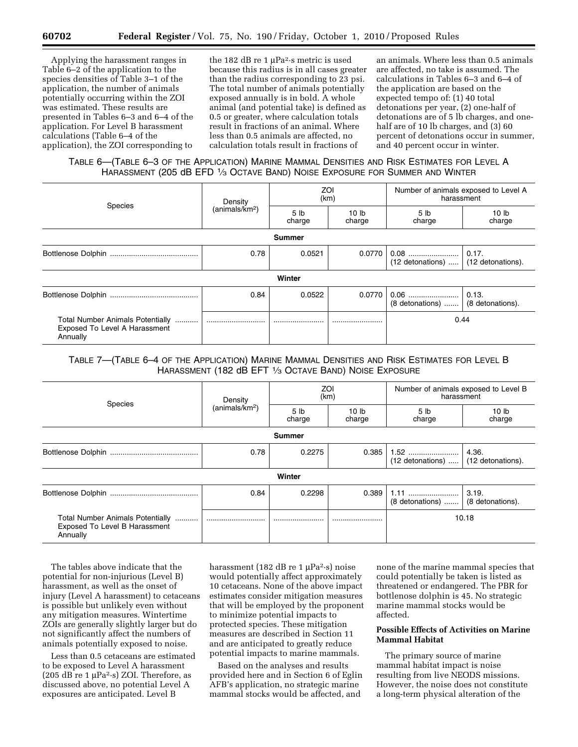Applying the harassment ranges in Table 6–2 of the application to the species densities of Table 3–1 of the application, the number of animals potentially occurring within the ZOI was estimated. These results are presented in Tables 6–3 and 6–4 of the application. For Level B harassment calculations (Table 6–4 of the application), the ZOI corresponding to the 182 dB re 1 μPa²·s metric is used because this radius is in all cases greater than the radius corresponding to 23 psi. The total number of animals potentially exposed annually is in bold. A whole animal (and potential take) is defined as 0.5 or greater, where calculation totals result in fractions of an animal. Where less than 0.5 animals are affected, no calculation totals result in fractions of an animals. Where less than 0.5 animals are affected, no take is assumed. The calculations in Tables 6–3 and 6–4 of the application are based on the expected tempo of: (1) 40 total detonations per year, (2) one-half of detonations are of 5 lb charges, and one-half are of 10 lb charges, and (3) 60 percent of detonations occur in summer, and 40 percent occur in winter.

TABLE 6—(TABLE 6–3 OF THE APPLICATION) MARINE MAMMAL DENSITIES AND RISK ESTIMATES FOR LEVEL A HARASSMENT (205 dB EFD 1/3 OCTAVE BAND) NOISE EXPOSURE FOR SUMMER AND WINTER

| Species | Density (animals/km²) | ZOI (km) | | Number of animals exposed to Level A harassment | |
|---|---|---|---|---|---|
| | | 5 lb charge | 10 lb charge | 5 lb charge | 10 lb charge |
| **Summer** | | | | | |
| Bottlenose Dolphin | 0.78 | 0.0521 | 0.0770 | 0.08 (12 detonations) | 0.17. (12 detonations). |
| **Winter** | | | | | |
| Bottlenose Dolphin | 0.84 | 0.0522 | 0.0770 | 0.06 (8 detonations) | 0.13. (8 detonations). |
| Total Number Animals Potentially Exposed To Level A Harassment Annually | | | | 0.44 | |

TABLE 7—(TABLE 6–4 OF THE APPLICATION) MARINE MAMMAL DENSITIES AND RISK ESTIMATES FOR LEVEL B HARASSMENT (182 dB EFT 1/3 OCTAVE BAND) NOISE EXPOSURE

| Species | Density (animals/km²) | ZOI (km) | | Number of animals exposed to Level B harassment | |
|---|---|---|---|---|---|
| | | 5 lb charge | 10 lb charge | 5 lb charge | 10 lb charge |
| **Summer** | | | | | |
| Bottlenose Dolphin | 0.78 | 0.2275 | 0.385 | 1.52 (12 detonations) | 4.36. (12 detonations). |
| **Winter** | | | | | |
| Bottlenose Dolphin | 0.84 | 0.2298 | 0.389 | 1.11 (8 detonations) | 3.19. (8 detonations). |
| Total Number Animals Potentially Exposed To Level B Harassment Annually | | | | 10.18 | |

The tables above indicate that the potential for non-injurious (Level B) harassment, as well as the onset of injury (Level A harassment) to cetaceans is possible but unlikely even without any mitigation measures. Wintertime ZOIs are generally slightly larger but do not significantly affect the numbers of animals potentially exposed to noise.

Less than 0.5 cetaceans are estimated to be exposed to Level A harassment (205 dB re 1 μPa²·s) ZOI. Therefore, as discussed above, no potential Level A exposures are anticipated. Level B harassment (182 dB re 1 μPa²·s) noise would potentially affect approximately 10 cetaceans. None of the above impact estimates consider mitigation measures that will be employed by the proponent to minimize potential impacts to protected species. These mitigation measures are described in Section 11 and are anticipated to greatly reduce potential impacts to marine mammals.

Based on the analyses and results provided here and in Section 6 of Eglin AFB's application, no strategic marine mammal stocks would be affected, and none of the marine mammal species that could potentially be taken is listed as threatened or endangered. The PBR for bottlenose dolphin is 45. No strategic marine mammal stocks would be affected.

**Possible Effects of Activities on Marine Mammal Habitat**

The primary source of marine mammal habitat impact is noise resulting from live NEODS missions. However, the noise does not constitute a long-term physical alteration of the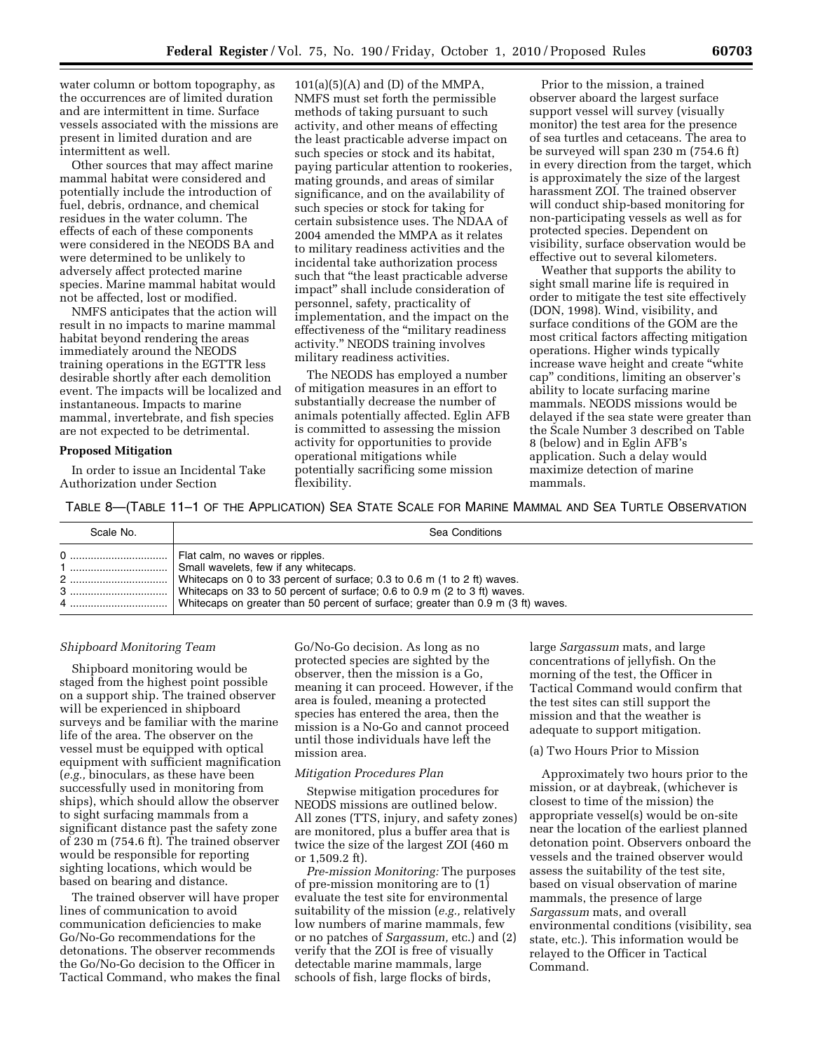water column or bottom topography, as the occurrences are of limited duration and are intermittent in time. Surface vessels associated with the missions are present in limited duration and are intermittent as well.

Other sources that may affect marine mammal habitat were considered and potentially include the introduction of fuel, debris, ordnance, and chemical residues in the water column. The effects of each of these components were considered in the NEODS BA and were determined to be unlikely to adversely affect protected marine species. Marine mammal habitat would not be affected, lost or modified.

NMFS anticipates that the action will result in no impacts to marine mammal habitat beyond rendering the areas immediately around the NEODS training operations in the EGTTR less desirable shortly after each demolition event. The impacts will be localized and instantaneous. Impacts to marine mammal, invertebrate, and fish species are not expected to be detrimental.

**Proposed Mitigation**

In order to issue an Incidental Take Authorization under Section 101(a)(5)(A) and (D) of the MMPA, NMFS must set forth the permissible methods of taking pursuant to such activity, and other means of effecting the least practicable adverse impact on such species or stock and its habitat, paying particular attention to rookeries, mating grounds, and areas of similar significance, and on the availability of such species or stock for taking for certain subsistence uses. The NDAA of 2004 amended the MMPA as it relates to military readiness activities and the incidental take authorization process such that "the least practicable adverse impact" shall include consideration of personnel, safety, practicality of implementation, and the impact on the effectiveness of the "military readiness activity." NEODS training involves military readiness activities.

The NEODS has employed a number of mitigation measures in an effort to substantially decrease the number of animals potentially affected. Eglin AFB is committed to assessing the mission activity for opportunities to provide operational mitigations while potentially sacrificing some mission flexibility.

Prior to the mission, a trained observer aboard the largest surface support vessel will survey (visually monitor) the test area for the presence of sea turtles and cetaceans. The area to be surveyed will span 230 m (754.6 ft) in every direction from the target, which is approximately the size of the largest harassment ZOI. The trained observer will conduct ship-based monitoring for non-participating vessels as well as for protected species. Dependent on visibility, surface observation would be effective out to several kilometers.

Weather that supports the ability to sight small marine life is required in order to mitigate the test site effectively (DON, 1998). Wind, visibility, and surface conditions of the GOM are the most critical factors affecting mitigation operations. Higher winds typically increase wave height and create "white cap" conditions, limiting an observer's ability to locate surfacing marine mammals. NEODS missions would be delayed if the sea state were greater than the Scale Number 3 described on Table 8 (below) and in Eglin AFB's application. Such a delay would maximize detection of marine mammals.

TABLE 8—(TABLE 11–1 OF THE APPLICATION) SEA STATE SCALE FOR MARINE MAMMAL AND SEA TURTLE OBSERVATION

| Scale No. | Sea Conditions |
|---|---|
| 0 | Flat calm, no waves or ripples. |
| 1 | Small wavelets, few if any whitecaps. |
| 2 | Whitecaps on 0 to 33 percent of surface; 0.3 to 0.6 m (1 to 2 ft) waves. |
| 3 | Whitecaps on 33 to 50 percent of surface; 0.6 to 0.9 m (2 to 3 ft) waves. |
| 4 | Whitecaps on greater than 50 percent of surface; greater than 0.9 m (3 ft) waves. |

*Shipboard Monitoring Team*

Shipboard monitoring would be staged from the highest point possible on a support ship. The trained observer will be experienced in shipboard surveys and be familiar with the marine life of the area. The observer on the vessel must be equipped with optical equipment with sufficient magnification (*e.g.,* binoculars, as these have been successfully used in monitoring from ships), which should allow the observer to sight surfacing mammals from a significant distance past the safety zone of 230 m (754.6 ft). The trained observer would be responsible for reporting sighting locations, which would be based on bearing and distance.

The trained observer will have proper lines of communication to avoid communication deficiencies to make Go/No-Go recommendations for the detonations. The observer recommends the Go/No-Go decision to the Officer in Tactical Command, who makes the final Go/No-Go decision. As long as no protected species are sighted by the observer, then the mission is a Go, meaning it can proceed. However, if the area is fouled, meaning a protected species has entered the area, then the mission is a No-Go and cannot proceed until those individuals have left the mission area.

*Mitigation Procedures Plan*

Stepwise mitigation procedures for NEODS missions are outlined below. All zones (TTS, injury, and safety zones) are monitored, plus a buffer area that is twice the size of the largest ZOI (460 m or 1,509.2 ft).

*Pre-mission Monitoring:* The purposes of pre-mission monitoring are to (1) evaluate the test site for environmental suitability of the mission (*e.g.,* relatively low numbers of marine mammals, few or no patches of *Sargassum,* etc.) and (2) verify that the ZOI is free of visually detectable marine mammals, large schools of fish, large flocks of birds, large *Sargassum* mats, and large concentrations of jellyfish. On the morning of the test, the Officer in Tactical Command would confirm that the test sites can still support the mission and that the weather is adequate to support mitigation.

(a) Two Hours Prior to Mission

Approximately two hours prior to the mission, or at daybreak, (whichever is closest to time of the mission) the appropriate vessel(s) would be on-site near the location of the earliest planned detonation point. Observers onboard the vessels and the trained observer would assess the suitability of the test site, based on visual observation of marine mammals, the presence of large *Sargassum* mats, and overall environmental conditions (visibility, sea state, etc.). This information would be relayed to the Officer in Tactical Command.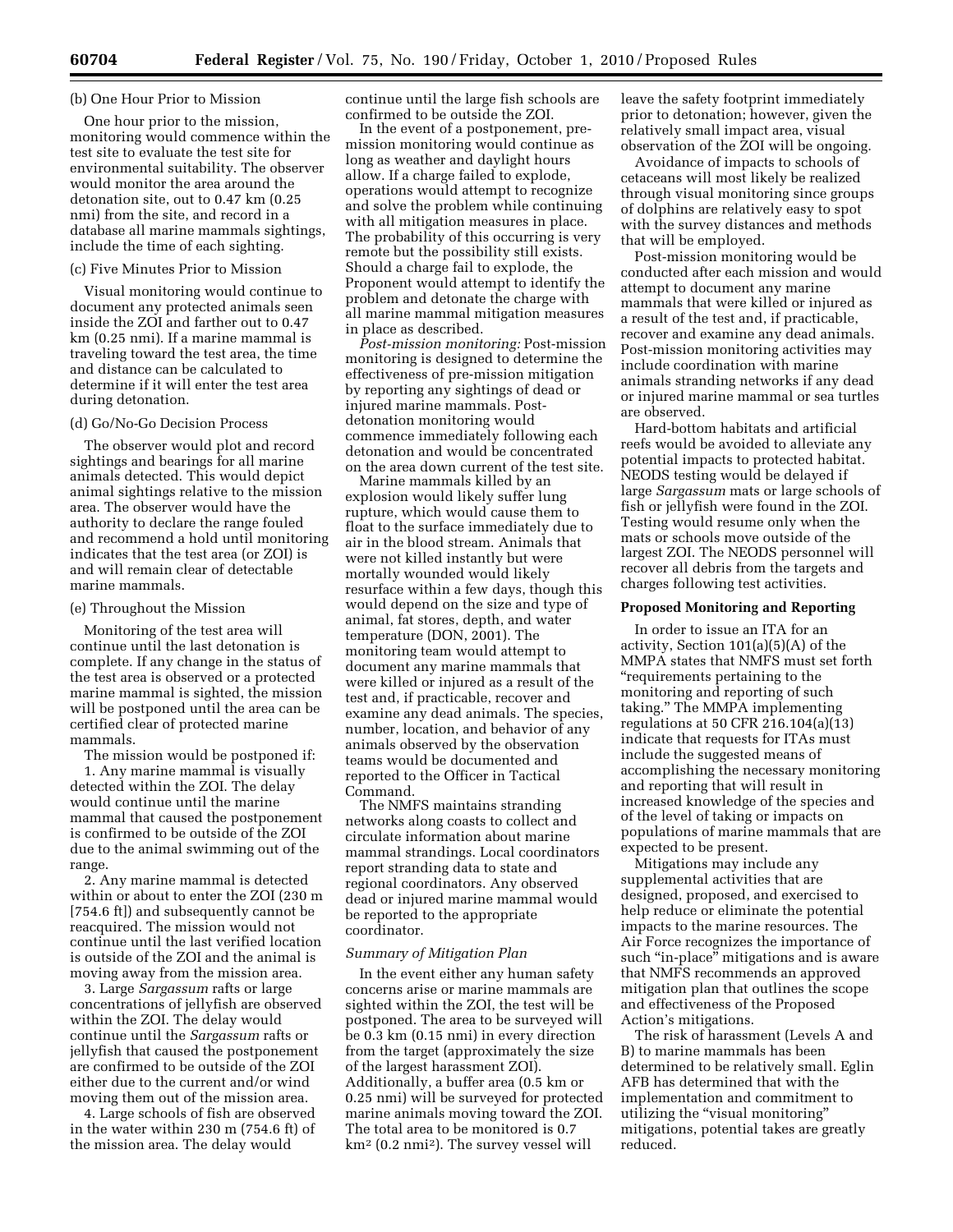(b) One Hour Prior to Mission

One hour prior to the mission, monitoring would commence within the test site to evaluate the test site for environmental suitability. The observer would monitor the area around the detonation site, out to 0.47 km (0.25 nmi) from the site, and record in a database all marine mammals sightings, include the time of each sighting.

(c) Five Minutes Prior to Mission

Visual monitoring would continue to document any protected animals seen inside the ZOI and farther out to 0.47 km (0.25 nmi). If a marine mammal is traveling toward the test area, the time and distance can be calculated to determine if it will enter the test area during detonation.

(d) Go/No-Go Decision Process

The observer would plot and record sightings and bearings for all marine animals detected. This would depict animal sightings relative to the mission area. The observer would have the authority to declare the range fouled and recommend a hold until monitoring indicates that the test area (or ZOI) is and will remain clear of detectable marine mammals.

(e) Throughout the Mission

Monitoring of the test area will continue until the last detonation is complete. If any change in the status of the test area is observed or a protected marine mammal is sighted, the mission will be postponed until the area can be certified clear of protected marine mammals.

The mission would be postponed if:

1. Any marine mammal is visually detected within the ZOI. The delay would continue until the marine mammal that caused the postponement is confirmed to be outside of the ZOI due to the animal swimming out of the range.

2. Any marine mammal is detected within or about to enter the ZOI (230 m [754.6 ft]) and subsequently cannot be reacquired. The mission would not continue until the last verified location is outside of the ZOI and the animal is moving away from the mission area.

3. Large *Sargassum* rafts or large concentrations of jellyfish are observed within the ZOI. The delay would continue until the *Sargassum* rafts or jellyfish that caused the postponement are confirmed to be outside of the ZOI either due to the current and/or wind moving them out of the mission area.

4. Large schools of fish are observed in the water within 230 m (754.6 ft) of the mission area. The delay would continue until the large fish schools are confirmed to be outside the ZOI.

In the event of a postponement, pre-mission monitoring would continue as long as weather and daylight hours allow. If a charge failed to explode, operations would attempt to recognize and solve the problem while continuing with all mitigation measures in place. The probability of this occurring is very remote but the possibility still exists. Should a charge fail to explode, the Proponent would attempt to identify the problem and detonate the charge with all marine mammal mitigation measures in place as described.

*Post-mission monitoring:* Post-mission monitoring is designed to determine the effectiveness of pre-mission mitigation by reporting any sightings of dead or injured marine mammals. Post-detonation monitoring would commence immediately following each detonation and would be concentrated on the area down current of the test site.

Marine mammals killed by an explosion would likely suffer lung rupture, which would cause them to float to the surface immediately due to air in the blood stream. Animals that were not killed instantly but were mortally wounded would likely resurface within a few days, though this would depend on the size and type of animal, fat stores, depth, and water temperature (DON, 2001). The monitoring team would attempt to document any marine mammals that were killed or injured as a result of the test and, if practicable, recover and examine any dead animals. The species, number, location, and behavior of any animals observed by the observation teams would be documented and reported to the Officer in Tactical Command.

The NMFS maintains stranding networks along coasts to collect and circulate information about marine mammal strandings. Local coordinators report stranding data to state and regional coordinators. Any observed dead or injured marine mammal would be reported to the appropriate coordinator.

*Summary of Mitigation Plan*

In the event either any human safety concerns arise or marine mammals are sighted within the ZOI, the test will be postponed. The area to be surveyed will be 0.3 km (0.15 nmi) in every direction from the target (approximately the size of the largest harassment ZOI). Additionally, a buffer area (0.5 km or 0.25 nmi) will be surveyed for protected marine animals moving toward the ZOI. The total area to be monitored is 0.7 km$^2$ (0.2 nmi$^2$). The survey vessel will leave the safety footprint immediately prior to detonation; however, given the relatively small impact area, visual observation of the ZOI will be ongoing.

Avoidance of impacts to schools of cetaceans will most likely be realized through visual monitoring since groups of dolphins are relatively easy to spot with the survey distances and methods that will be employed.

Post-mission monitoring would be conducted after each mission and would attempt to document any marine mammals that were killed or injured as a result of the test and, if practicable, recover and examine any dead animals. Post-mission monitoring activities may include coordination with marine animals stranding networks if any dead or injured marine mammal or sea turtles are observed.

Hard-bottom habitats and artificial reefs would be avoided to alleviate any potential impacts to protected habitat. NEODS testing would be delayed if large *Sargassum* mats or large schools of fish or jellyfish were found in the ZOI. Testing would resume only when the mats or schools move outside of the largest ZOI. The NEODS personnel will recover all debris from the targets and charges following test activities.

## Proposed Monitoring and Reporting

In order to issue an ITA for an activity, Section 101(a)(5)(A) of the MMPA states that NMFS must set forth "requirements pertaining to the monitoring and reporting of such taking." The MMPA implementing regulations at 50 CFR 216.104(a)(13) indicate that requests for ITAs must include the suggested means of accomplishing the necessary monitoring and reporting that will result in increased knowledge of the species and of the level of taking or impacts on populations of marine mammals that are expected to be present.

Mitigations may include any supplemental activities that are designed, proposed, and exercised to help reduce or eliminate the potential impacts to the marine resources. The Air Force recognizes the importance of such "in-place" mitigations and is aware that NMFS recommends an approved mitigation plan that outlines the scope and effectiveness of the Proposed Action's mitigations.

The risk of harassment (Levels A and B) to marine mammals has been determined to be relatively small. Eglin AFB has determined that with the implementation and commitment to utilizing the "visual monitoring" mitigations, potential takes are greatly reduced.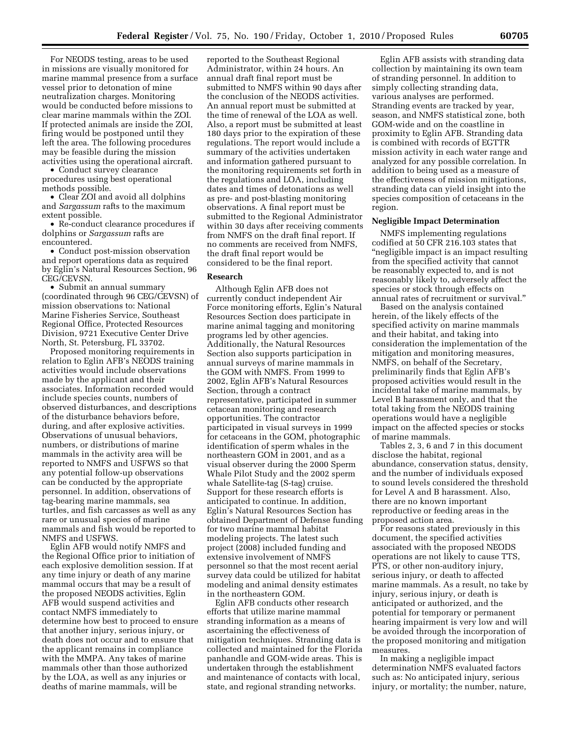For NEODS testing, areas to be used in missions are visually monitored for marine mammal presence from a surface vessel prior to detonation of mine neutralization charges. Monitoring would be conducted before missions to clear marine mammals within the ZOI. If protected animals are inside the ZOI, firing would be postponed until they left the area. The following procedures may be feasible during the mission activities using the operational aircraft.

- Conduct survey clearance procedures using best operational methods possible.
- Clear ZOI and avoid all dolphins and *Sargassum* rafts to the maximum extent possible.
- Re-conduct clearance procedures if dolphins or *Sargassum* rafts are encountered.
- Conduct post-mission observation and report operations data as required by Eglin's Natural Resources Section, 96 CEG/CEVSN.
- Submit an annual summary (coordinated through 96 CEG/CEVSN) of mission observations to: National Marine Fisheries Service, Southeast Regional Office, Protected Resources Division, 9721 Executive Center Drive North, St. Petersburg, FL 33702.

Proposed monitoring requirements in relation to Eglin AFB's NEODS training activities would include observations made by the applicant and their associates. Information recorded would include species counts, numbers of observed disturbances, and descriptions of the disturbance behaviors before, during, and after explosive activities. Observations of unusual behaviors, numbers, or distributions of marine mammals in the activity area will be reported to NMFS and USFWS so that any potential follow-up observations can be conducted by the appropriate personnel. In addition, observations of tag-bearing marine mammals, sea turtles, and fish carcasses as well as any rare or unusual species of marine mammals and fish would be reported to NMFS and USFWS.

Eglin AFB would notify NMFS and the Regional Office prior to initiation of each explosive demolition session. If at any time injury or death of any marine mammal occurs that may be a result of the proposed NEODS activities, Eglin AFB would suspend activities and contact NMFS immediately to determine how best to proceed to ensure that another injury, serious injury, or death does not occur and to ensure that the applicant remains in compliance with the MMPA. Any takes of marine mammals other than those authorized by the LOA, as well as any injuries or deaths of marine mammals, will be reported to the Southeast Regional Administrator, within 24 hours. An annual draft final report must be submitted to NMFS within 90 days after the conclusion of the NEODS activities. An annual report must be submitted at the time of renewal of the LOA as well. Also, a report must be submitted at least 180 days prior to the expiration of these regulations. The report would include a summary of the activities undertaken and information gathered pursuant to the monitoring requirements set forth in the regulations and LOA, including dates and times of detonations as well as pre- and post-blasting monitoring observations. A final report must be submitted to the Regional Administrator within 30 days after receiving comments from NMFS on the draft final report. If no comments are received from NMFS, the draft final report would be considered to be the final report.

**Research**

Although Eglin AFB does not currently conduct independent Air Force monitoring efforts, Eglin's Natural Resources Section does participate in marine animal tagging and monitoring programs led by other agencies. Additionally, the Natural Resources Section also supports participation in annual surveys of marine mammals in the GOM with NMFS. From 1999 to 2002, Eglin AFB's Natural Resources Section, through a contract representative, participated in summer cetacean monitoring and research opportunities. The contractor participated in visual surveys in 1999 for cetaceans in the GOM, photographic identification of sperm whales in the northeastern GOM in 2001, and as a visual observer during the 2000 Sperm Whale Pilot Study and the 2002 sperm whale Satellite-tag (S-tag) cruise. Support for these research efforts is anticipated to continue. In addition, Eglin's Natural Resources Section has obtained Department of Defense funding for two marine mammal habitat modeling projects. The latest such project (2008) included funding and extensive involvement of NMFS personnel so that the most recent aerial survey data could be utilized for habitat modeling and animal density estimates in the northeastern GOM.

Eglin AFB conducts other research efforts that utilize marine mammal stranding information as a means of ascertaining the effectiveness of mitigation techniques. Stranding data is collected and maintained for the Florida panhandle and GOM-wide areas. This is undertaken through the establishment and maintenance of contacts with local, state, and regional stranding networks.

Eglin AFB assists with stranding data collection by maintaining its own team of stranding personnel. In addition to simply collecting stranding data, various analyses are performed. Stranding events are tracked by year, season, and NMFS statistical zone, both GOM-wide and on the coastline in proximity to Eglin AFB. Stranding data is combined with records of EGTTR mission activity in each water range and analyzed for any possible correlation. In addition to being used as a measure of the effectiveness of mission mitigations, stranding data can yield insight into the species composition of cetaceans in the region.

**Negligible Impact Determination**

NMFS implementing regulations codified at 50 CFR 216.103 states that "negligible impact is an impact resulting from the specified activity that cannot be reasonably expected to, and is not reasonably likely to, adversely affect the species or stock through effects on annual rates of recruitment or survival."

Based on the analysis contained herein, of the likely effects of the specified activity on marine mammals and their habitat, and taking into consideration the implementation of the mitigation and monitoring measures, NMFS, on behalf of the Secretary, preliminarily finds that Eglin AFB's proposed activities would result in the incidental take of marine mammals, by Level B harassment only, and that the total taking from the NEODS training operations would have a negligible impact on the affected species or stocks of marine mammals.

Tables 2, 3, 6 and 7 in this document disclose the habitat, regional abundance, conservation status, density, and the number of individuals exposed to sound levels considered the threshold for Level A and B harassment. Also, there are no known important reproductive or feeding areas in the proposed action area.

For reasons stated previously in this document, the specified activities associated with the proposed NEODS operations are not likely to cause TTS, PTS, or other non-auditory injury, serious injury, or death to affected marine mammals. As a result, no take by injury, serious injury, or death is anticipated or authorized, and the potential for temporary or permanent hearing impairment is very low and will be avoided through the incorporation of the proposed monitoring and mitigation measures.

In making a negligible impact determination NMFS evaluated factors such as: No anticipated injury, serious injury, or mortality; the number, nature,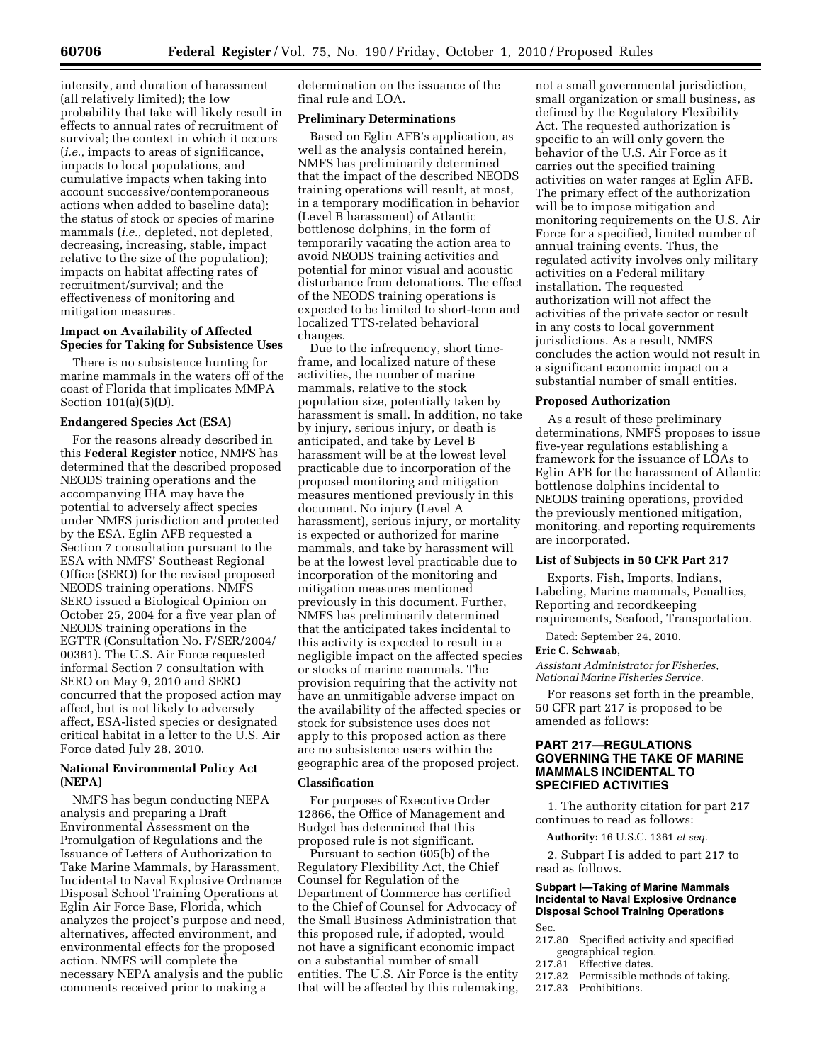intensity, and duration of harassment (all relatively limited); the low probability that take will likely result in effects to annual rates of recruitment of survival; the context in which it occurs (*i.e.,* impacts to areas of significance, impacts to local populations, and cumulative impacts when taking into account successive/contemporaneous actions when added to baseline data); the status of stock or species of marine mammals (*i.e.,* depleted, not depleted, decreasing, increasing, stable, impact relative to the size of the population); impacts on habitat affecting rates of recruitment/survival; and the effectiveness of monitoring and mitigation measures.

**Impact on Availability of Affected Species for Taking for Subsistence Uses**

There is no subsistence hunting for marine mammals in the waters off of the coast of Florida that implicates MMPA Section 101(a)(5)(D).

**Endangered Species Act (ESA)**

For the reasons already described in this **Federal Register** notice, NMFS has determined that the described proposed NEODS training operations and the accompanying IHA may have the potential to adversely affect species under NMFS jurisdiction and protected by the ESA. Eglin AFB requested a Section 7 consultation pursuant to the ESA with NMFS' Southeast Regional Office (SERO) for the revised proposed NEODS training operations. NMFS SERO issued a Biological Opinion on October 25, 2004 for a five year plan of NEODS training operations in the EGTTR (Consultation No. F/SER/2004/00361). The U.S. Air Force requested informal Section 7 consultation with SERO on May 9, 2010 and SERO concurred that the proposed action may affect, but is not likely to adversely affect, ESA-listed species or designated critical habitat in a letter to the U.S. Air Force dated July 28, 2010.

**National Environmental Policy Act (NEPA)**

NMFS has begun conducting NEPA analysis and preparing a Draft Environmental Assessment on the Promulgation of Regulations and the Issuance of Letters of Authorization to Take Marine Mammals, by Harassment, Incidental to Naval Explosive Ordnance Disposal School Training Operations at Eglin Air Force Base, Florida, which analyzes the project's purpose and need, alternatives, affected environment, and environmental effects for the proposed action. NMFS will complete the necessary NEPA analysis and the public comments received prior to making a determination on the issuance of the final rule and LOA.

**Preliminary Determinations**

Based on Eglin AFB's application, as well as the analysis contained herein, NMFS has preliminarily determined that the impact of the described NEODS training operations will result, at most, in a temporary modification in behavior (Level B harassment) of Atlantic bottlenose dolphins, in the form of temporarily vacating the action area to avoid NEODS training activities and potential for minor visual and acoustic disturbance from detonations. The effect of the NEODS training operations is expected to be limited to short-term and localized TTS-related behavioral changes.

Due to the infrequency, short time-frame, and localized nature of these activities, the number of marine mammals, relative to the stock population size, potentially taken by harassment is small. In addition, no take by injury, serious injury, or death is anticipated, and take by Level B harassment will be at the lowest level practicable due to incorporation of the proposed monitoring and mitigation measures mentioned previously in this document. No injury (Level A harassment), serious injury, or mortality is expected or authorized for marine mammals, and take by harassment will be at the lowest level practicable due to incorporation of the monitoring and mitigation measures mentioned previously in this document. Further, NMFS has preliminarily determined that the anticipated takes incidental to this activity is expected to result in a negligible impact on the affected species or stocks of marine mammals. The provision requiring that the activity not have an unmitigable adverse impact on the availability of the affected species or stock for subsistence uses does not apply to this proposed action as there are no subsistence users within the geographic area of the proposed project.

**Classification**

For purposes of Executive Order 12866, the Office of Management and Budget has determined that this proposed rule is not significant.

Pursuant to section 605(b) of the Regulatory Flexibility Act, the Chief Counsel for Regulation of the Department of Commerce has certified to the Chief of Counsel for Advocacy of the Small Business Administration that this proposed rule, if adopted, would not have a significant economic impact on a substantial number of small entities. The U.S. Air Force is the entity that will be affected by this rulemaking, not a small governmental jurisdiction, small organization or small business, as defined by the Regulatory Flexibility Act. The requested authorization is specific to an will only govern the behavior of the U.S. Air Force as it carries out the specified training activities on water ranges at Eglin AFB. The primary effect of the authorization will be to impose mitigation and monitoring requirements on the U.S. Air Force for a specified, limited number of annual training events. Thus, the regulated activity involves only military activities on a Federal military installation. The requested authorization will not affect the activities of the private sector or result in any costs to local government jurisdictions. As a result, NMFS concludes the action would not result in a significant economic impact on a substantial number of small entities.

**Proposed Authorization**

As a result of these preliminary determinations, NMFS proposes to issue five-year regulations establishing a framework for the issuance of LOAs to Eglin AFB for the harassment of Atlantic bottlenose dolphins incidental to NEODS training operations, provided the previously mentioned mitigation, monitoring, and reporting requirements are incorporated.

**List of Subjects in 50 CFR Part 217**

Exports, Fish, Imports, Indians, Labeling, Marine mammals, Penalties, Reporting and recordkeeping requirements, Seafood, Transportation.

Dated: September 24, 2010.

**Eric C. Schwaab,**

*Assistant Administrator for Fisheries, National Marine Fisheries Service.*

For reasons set forth in the preamble, 50 CFR part 217 is proposed to be amended as follows:

## PART 217—REGULATIONS GOVERNING THE TAKE OF MARINE MAMMALS INCIDENTAL TO SPECIFIED ACTIVITIES

1. The authority citation for part 217 continues to read as follows:

**Authority:** 16 U.S.C. 1361 *et seq.*

2. Subpart I is added to part 217 to read as follows.

### Subpart I—Taking of Marine Mammals Incidental to Naval Explosive Ordnance Disposal School Training Operations

Sec.
217.80 Specified activity and specified geographical region.
217.81 Effective dates.
217.82 Permissible methods of taking.
217.83 Prohibitions.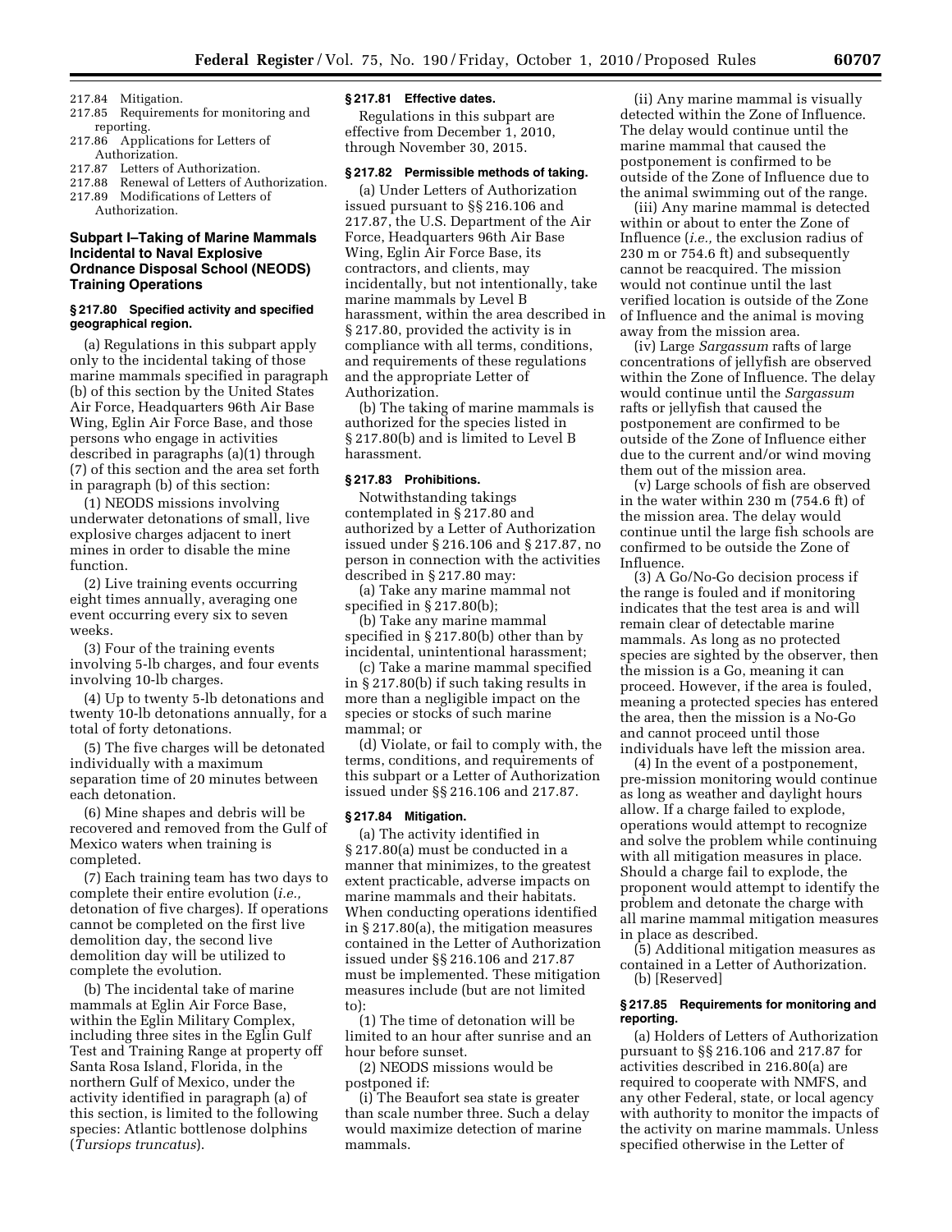217.84 Mitigation.
217.85 Requirements for monitoring and reporting.
217.86 Applications for Letters of Authorization.
217.87 Letters of Authorization.
217.88 Renewal of Letters of Authorization.
217.89 Modifications of Letters of Authorization.

## Subpart I–Taking of Marine Mammals Incidental to Naval Explosive Ordnance Disposal School (NEODS) Training Operations

### § 217.80 Specified activity and specified geographical region.

(a) Regulations in this subpart apply only to the incidental taking of those marine mammals specified in paragraph (b) of this section by the United States Air Force, Headquarters 96th Air Base Wing, Eglin Air Force Base, and those persons who engage in activities described in paragraphs (a)(1) through (7) of this section and the area set forth in paragraph (b) of this section:

(1) NEODS missions involving underwater detonations of small, live explosive charges adjacent to inert mines in order to disable the mine function.

(2) Live training events occurring eight times annually, averaging one event occurring every six to seven weeks.

(3) Four of the training events involving 5-lb charges, and four events involving 10-lb charges.

(4) Up to twenty 5-lb detonations and twenty 10-lb detonations annually, for a total of forty detonations.

(5) The five charges will be detonated individually with a maximum separation time of 20 minutes between each detonation.

(6) Mine shapes and debris will be recovered and removed from the Gulf of Mexico waters when training is completed.

(7) Each training team has two days to complete their entire evolution (*i.e.,* detonation of five charges). If operations cannot be completed on the first live demolition day, the second live demolition day will be utilized to complete the evolution.

(b) The incidental take of marine mammals at Eglin Air Force Base, within the Eglin Military Complex, including three sites in the Eglin Gulf Test and Training Range at property off Santa Rosa Island, Florida, in the northern Gulf of Mexico, under the activity identified in paragraph (a) of this section, is limited to the following species: Atlantic bottlenose dolphins (*Tursiops truncatus*).

### § 217.81 Effective dates.

Regulations in this subpart are effective from December 1, 2010, through November 30, 2015.

### § 217.82 Permissible methods of taking.

(a) Under Letters of Authorization issued pursuant to §§ 216.106 and 217.87, the U.S. Department of the Air Force, Headquarters 96th Air Base Wing, Eglin Air Force Base, its contractors, and clients, may incidentally, but not intentionally, take marine mammals by Level B harassment, within the area described in § 217.80, provided the activity is in compliance with all terms, conditions, and requirements of these regulations and the appropriate Letter of Authorization.

(b) The taking of marine mammals is authorized for the species listed in § 217.80(b) and is limited to Level B harassment.

### § 217.83 Prohibitions.

Notwithstanding takings contemplated in § 217.80 and authorized by a Letter of Authorization issued under § 216.106 and § 217.87, no person in connection with the activities described in § 217.80 may:

(a) Take any marine mammal not specified in § 217.80(b);

(b) Take any marine mammal specified in § 217.80(b) other than by incidental, unintentional harassment;

(c) Take a marine mammal specified in § 217.80(b) if such taking results in more than a negligible impact on the species or stocks of such marine mammal; or

(d) Violate, or fail to comply with, the terms, conditions, and requirements of this subpart or a Letter of Authorization issued under §§ 216.106 and 217.87.

### § 217.84 Mitigation.

(a) The activity identified in § 217.80(a) must be conducted in a manner that minimizes, to the greatest extent practicable, adverse impacts on marine mammals and their habitats. When conducting operations identified in § 217.80(a), the mitigation measures contained in the Letter of Authorization issued under §§ 216.106 and 217.87 must be implemented. These mitigation measures include (but are not limited to):

(1) The time of detonation will be limited to an hour after sunrise and an hour before sunset.

(2) NEODS missions would be postponed if:

(i) The Beaufort sea state is greater than scale number three. Such a delay would maximize detection of marine mammals.

(ii) Any marine mammal is visually detected within the Zone of Influence. The delay would continue until the marine mammal that caused the postponement is confirmed to be outside of the Zone of Influence due to the animal swimming out of the range.

(iii) Any marine mammal is detected within or about to enter the Zone of Influence (*i.e.,* the exclusion radius of 230 m or 754.6 ft) and subsequently cannot be reacquired. The mission would not continue until the last verified location is outside of the Zone of Influence and the animal is moving away from the mission area.

(iv) Large *Sargassum* rafts of large concentrations of jellyfish are observed within the Zone of Influence. The delay would continue until the *Sargassum* rafts or jellyfish that caused the postponement are confirmed to be outside of the Zone of Influence either due to the current and/or wind moving them out of the mission area.

(v) Large schools of fish are observed in the water within 230 m (754.6 ft) of the mission area. The delay would continue until the large fish schools are confirmed to be outside the Zone of Influence.

(3) A Go/No-Go decision process if the range is fouled and if monitoring indicates that the test area is and will remain clear of detectable marine mammals. As long as no protected species are sighted by the observer, then the mission is a Go, meaning it can proceed. However, if the area is fouled, meaning a protected species has entered the area, then the mission is a No-Go and cannot proceed until those individuals have left the mission area.

(4) In the event of a postponement, pre-mission monitoring would continue as long as weather and daylight hours allow. If a charge failed to explode, operations would attempt to recognize and solve the problem while continuing with all mitigation measures in place. Should a charge fail to explode, the proponent would attempt to identify the problem and detonate the charge with all marine mammal mitigation measures in place as described.

(5) Additional mitigation measures as contained in a Letter of Authorization.

(b) [Reserved]

### § 217.85 Requirements for monitoring and reporting.

(a) Holders of Letters of Authorization pursuant to §§ 216.106 and 217.87 for activities described in 216.80(a) are required to cooperate with NMFS, and any other Federal, state, or local agency with authority to monitor the impacts of the activity on marine mammals. Unless specified otherwise in the Letter of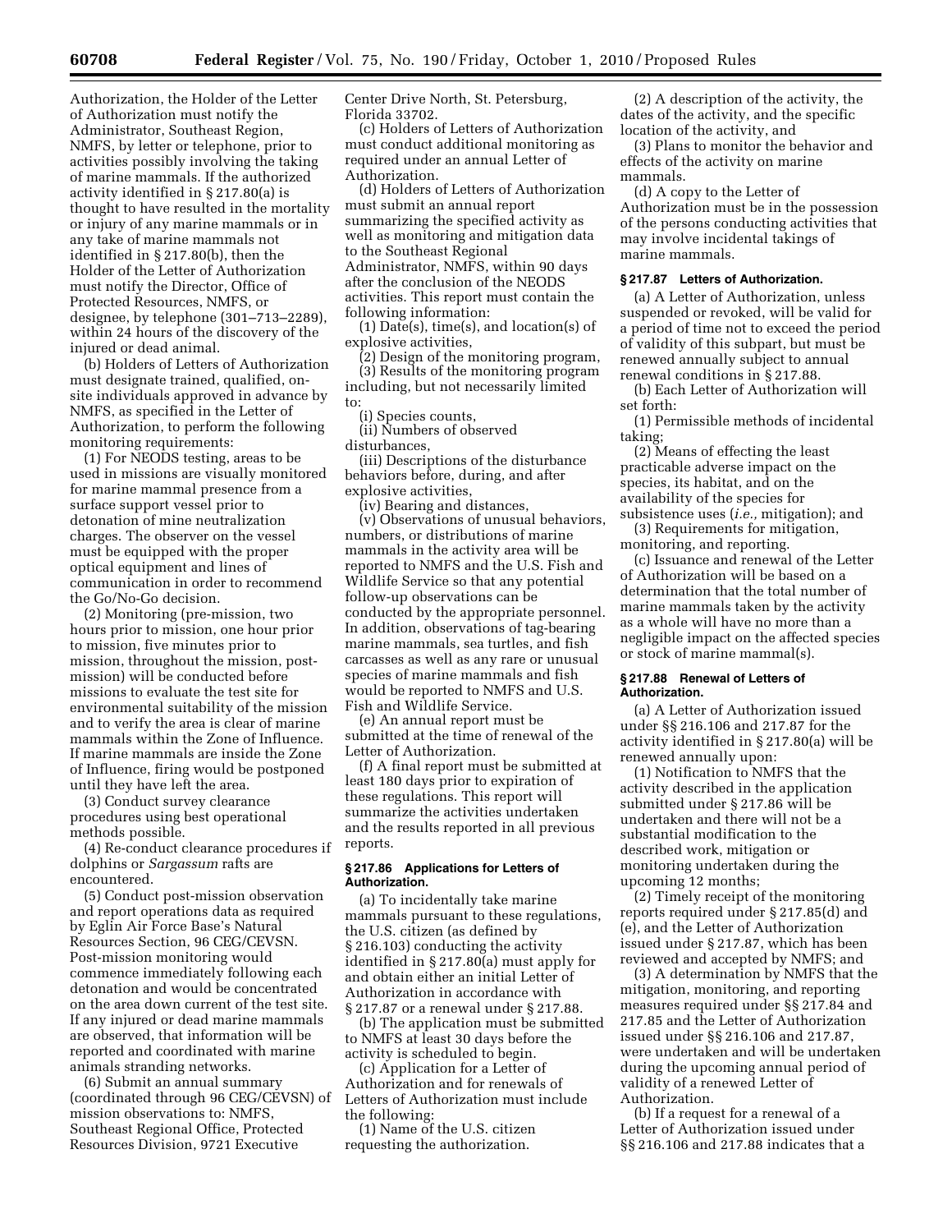Authorization, the Holder of the Letter of Authorization must notify the Administrator, Southeast Region, NMFS, by letter or telephone, prior to activities possibly involving the taking of marine mammals. If the authorized activity identified in § 217.80(a) is thought to have resulted in the mortality or injury of any marine mammals or in any take of marine mammals not identified in § 217.80(b), then the Holder of the Letter of Authorization must notify the Director, Office of Protected Resources, NMFS, or designee, by telephone (301–713–2289), within 24 hours of the discovery of the injured or dead animal.

(b) Holders of Letters of Authorization must designate trained, qualified, on-site individuals approved in advance by NMFS, as specified in the Letter of Authorization, to perform the following monitoring requirements:

(1) For NEODS testing, areas to be used in missions are visually monitored for marine mammal presence from a surface support vessel prior to detonation of mine neutralization charges. The observer on the vessel must be equipped with the proper optical equipment and lines of communication in order to recommend the Go/No-Go decision.

(2) Monitoring (pre-mission, two hours prior to mission, one hour prior to mission, five minutes prior to mission, throughout the mission, post-mission) will be conducted before missions to evaluate the test site for environmental suitability of the mission and to verify the area is clear of marine mammals within the Zone of Influence. If marine mammals are inside the Zone of Influence, firing would be postponed until they have left the area.

(3) Conduct survey clearance procedures using best operational methods possible.

(4) Re-conduct clearance procedures if dolphins or *Sargassum* rafts are encountered.

(5) Conduct post-mission observation and report operations data as required by Eglin Air Force Base's Natural Resources Section, 96 CEG/CEVSN. Post-mission monitoring would commence immediately following each detonation and would be concentrated on the area down current of the test site. If any injured or dead marine mammals are observed, that information will be reported and coordinated with marine animals stranding networks.

(6) Submit an annual summary (coordinated through 96 CEG/CEVSN) of mission observations to: NMFS, Southeast Regional Office, Protected Resources Division, 9721 Executive Center Drive North, St. Petersburg, Florida 33702.

(c) Holders of Letters of Authorization must conduct additional monitoring as required under an annual Letter of Authorization.

(d) Holders of Letters of Authorization must submit an annual report summarizing the specified activity as well as monitoring and mitigation data to the Southeast Regional Administrator, NMFS, within 90 days after the conclusion of the NEODS activities. This report must contain the following information:

(1) Date(s), time(s), and location(s) of explosive activities,

(2) Design of the monitoring program,

(3) Results of the monitoring program including, but not necessarily limited to:

(i) Species counts,

(ii) Numbers of observed disturbances,

(iii) Descriptions of the disturbance behaviors before, during, and after explosive activities,

(iv) Bearing and distances,

(v) Observations of unusual behaviors, numbers, or distributions of marine mammals in the activity area will be reported to NMFS and the U.S. Fish and Wildlife Service so that any potential follow-up observations can be conducted by the appropriate personnel. In addition, observations of tag-bearing marine mammals, sea turtles, and fish carcasses as well as any rare or unusual species of marine mammals and fish would be reported to NMFS and U.S. Fish and Wildlife Service.

(e) An annual report must be submitted at the time of renewal of the Letter of Authorization.

(f) A final report must be submitted at least 180 days prior to expiration of these regulations. This report will summarize the activities undertaken and the results reported in all previous reports.

### § 217.86 Applications for Letters of Authorization.

(a) To incidentally take marine mammals pursuant to these regulations, the U.S. citizen (as defined by § 216.103) conducting the activity identified in § 217.80(a) must apply for and obtain either an initial Letter of Authorization in accordance with § 217.87 or a renewal under § 217.88.

(b) The application must be submitted to NMFS at least 30 days before the activity is scheduled to begin.

(c) Application for a Letter of Authorization and for renewals of Letters of Authorization must include the following:

(1) Name of the U.S. citizen requesting the authorization.

(2) A description of the activity, the dates of the activity, and the specific location of the activity, and

(3) Plans to monitor the behavior and effects of the activity on marine mammals.

(d) A copy to the Letter of Authorization must be in the possession of the persons conducting activities that may involve incidental takings of marine mammals.

### § 217.87 Letters of Authorization.

(a) A Letter of Authorization, unless suspended or revoked, will be valid for a period of time not to exceed the period of validity of this subpart, but must be renewed annually subject to annual renewal conditions in § 217.88.

(b) Each Letter of Authorization will set forth:

(1) Permissible methods of incidental taking;

(2) Means of effecting the least practicable adverse impact on the species, its habitat, and on the availability of the species for subsistence uses (*i.e.,* mitigation); and

(3) Requirements for mitigation, monitoring, and reporting.

(c) Issuance and renewal of the Letter of Authorization will be based on a determination that the total number of marine mammals taken by the activity as a whole will have no more than a negligible impact on the affected species or stock of marine mammal(s).

### § 217.88 Renewal of Letters of Authorization.

(a) A Letter of Authorization issued under §§ 216.106 and 217.87 for the activity identified in § 217.80(a) will be renewed annually upon:

(1) Notification to NMFS that the activity described in the application submitted under § 217.86 will be undertaken and there will not be a substantial modification to the described work, mitigation or monitoring undertaken during the upcoming 12 months;

(2) Timely receipt of the monitoring reports required under § 217.85(d) and (e), and the Letter of Authorization issued under § 217.87, which has been reviewed and accepted by NMFS; and

(3) A determination by NMFS that the mitigation, monitoring, and reporting measures required under §§ 217.84 and 217.85 and the Letter of Authorization issued under §§ 216.106 and 217.87, were undertaken and will be undertaken during the upcoming annual period of validity of a renewed Letter of Authorization.

(b) If a request for a renewal of a Letter of Authorization issued under §§ 216.106 and 217.88 indicates that a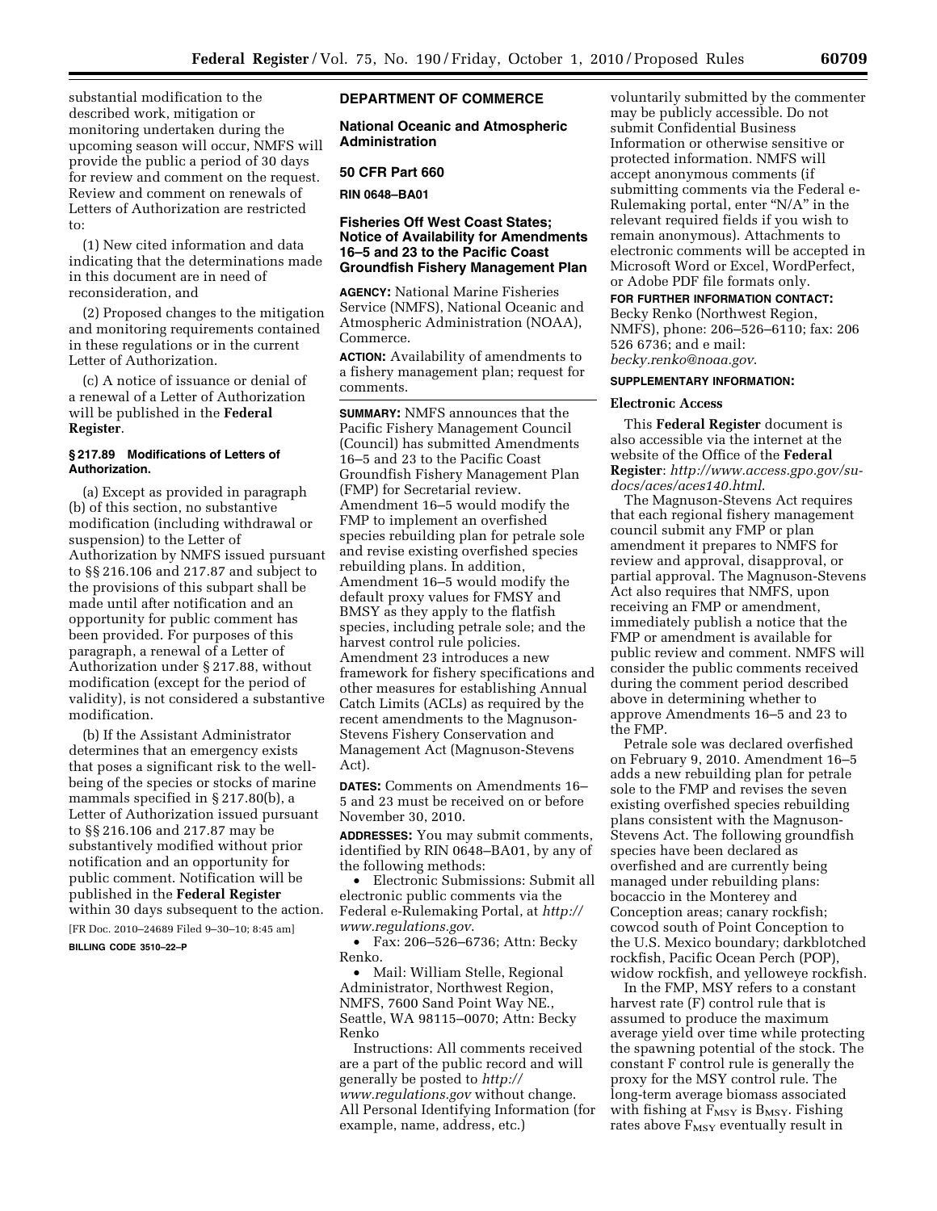substantial modification to the described work, mitigation or monitoring undertaken during the upcoming season will occur, NMFS will provide the public a period of 30 days for review and comment on the request. Review and comment on renewals of Letters of Authorization are restricted to:

(1) New cited information and data indicating that the determinations made in this document are in need of reconsideration, and

(2) Proposed changes to the mitigation and monitoring requirements contained in these regulations or in the current Letter of Authorization.

(c) A notice of issuance or denial of a renewal of a Letter of Authorization will be published in the **Federal Register**.

### § 217.89 Modifications of Letters of Authorization.

(a) Except as provided in paragraph (b) of this section, no substantive modification (including withdrawal or suspension) to the Letter of Authorization by NMFS issued pursuant to §§ 216.106 and 217.87 and subject to the provisions of this subpart shall be made until after notification and an opportunity for public comment has been provided. For purposes of this paragraph, a renewal of a Letter of Authorization under § 217.88, without modification (except for the period of validity), is not considered a substantive modification.

(b) If the Assistant Administrator determines that an emergency exists that poses a significant risk to the well-being of the species or stocks of marine mammals specified in § 217.80(b), a Letter of Authorization issued pursuant to §§ 216.106 and 217.87 may be substantively modified without prior notification and an opportunity for public comment. Notification will be published in the **Federal Register** within 30 days subsequent to the action.

[FR Doc. 2010–24689 Filed 9–30–10; 8:45 am]

**BILLING CODE 3510–22–P**

## DEPARTMENT OF COMMERCE

### National Oceanic and Atmospheric Administration

### 50 CFR Part 660

**RIN 0648–BA01**

### Fisheries Off West Coast States; Notice of Availability for Amendments 16–5 and 23 to the Pacific Coast Groundfish Fishery Management Plan

**AGENCY:** National Marine Fisheries Service (NMFS), National Oceanic and Atmospheric Administration (NOAA), Commerce.

**ACTION:** Availability of amendments to a fishery management plan; request for comments.

**SUMMARY:** NMFS announces that the Pacific Fishery Management Council (Council) has submitted Amendments 16–5 and 23 to the Pacific Coast Groundfish Fishery Management Plan (FMP) for Secretarial review. Amendment 16–5 would modify the FMP to implement an overfished species rebuilding plan for petrale sole and revise existing overfished species rebuilding plans. In addition, Amendment 16–5 would modify the default proxy values for FMSY and BMSY as they apply to the flatfish species, including petrale sole; and the harvest control rule policies. Amendment 23 introduces a new framework for fishery specifications and other measures for establishing Annual Catch Limits (ACLs) as required by the recent amendments to the Magnuson-Stevens Fishery Conservation and Management Act (Magnuson-Stevens Act).

**DATES:** Comments on Amendments 16–5 and 23 must be received on or before November 30, 2010.

**ADDRESSES:** You may submit comments, identified by RIN 0648–BA01, by any of the following methods:

- Electronic Submissions: Submit all electronic public comments via the Federal e-Rulemaking Portal, at *http://www.regulations.gov*.
- Fax: 206–526–6736; Attn: Becky Renko.
- Mail: William Stelle, Regional Administrator, Northwest Region, NMFS, 7600 Sand Point Way NE., Seattle, WA 98115–0070; Attn: Becky Renko

Instructions: All comments received are a part of the public record and will generally be posted to *http://www.regulations.gov* without change. All Personal Identifying Information (for example, name, address, etc.) voluntarily submitted by the commenter may be publicly accessible. Do not submit Confidential Business Information or otherwise sensitive or protected information. NMFS will accept anonymous comments (if submitting comments via the Federal e-Rulemaking portal, enter "N/A" in the relevant required fields if you wish to remain anonymous). Attachments to electronic comments will be accepted in Microsoft Word or Excel, WordPerfect, or Adobe PDF file formats only.

**FOR FURTHER INFORMATION CONTACT:** Becky Renko (Northwest Region, NMFS), phone: 206–526–6110; fax: 206 526 6736; and e mail: *becky.renko@noaa.gov*.

**SUPPLEMENTARY INFORMATION:**

**Electronic Access**

This **Federal Register** document is also accessible via the internet at the website of the Office of the **Federal Register**: *http://www.access.gpo.gov/su-docs/aces/aces140.html*.

The Magnuson-Stevens Act requires that each regional fishery management council submit any FMP or plan amendment it prepares to NMFS for review and approval, disapproval, or partial approval. The Magnuson-Stevens Act also requires that NMFS, upon receiving an FMP or amendment, immediately publish a notice that the FMP or amendment is available for public review and comment. NMFS will consider the public comments received during the comment period described above in determining whether to approve Amendments 16–5 and 23 to the FMP.

Petrale sole was declared overfished on February 9, 2010. Amendment 16–5 adds a new rebuilding plan for petrale sole to the FMP and revises the seven existing overfished species rebuilding plans consistent with the Magnuson-Stevens Act. The following groundfish species have been declared as overfished and are currently being managed under rebuilding plans: bocaccio in the Monterey and Conception areas; canary rockfish; cowcod south of Point Conception to the U.S. Mexico boundary; darkblotched rockfish, Pacific Ocean Perch (POP), widow rockfish, and yelloweye rockfish.

In the FMP, MSY refers to a constant harvest rate (F) control rule that is assumed to produce the maximum average yield over time while protecting the spawning potential of the stock. The constant F control rule is generally the proxy for the MSY control rule. The long-term average biomass associated with fishing at $F_{MSY}$ is $B_{MSY}$. Fishing rates above $F_{MSY}$ eventually result in